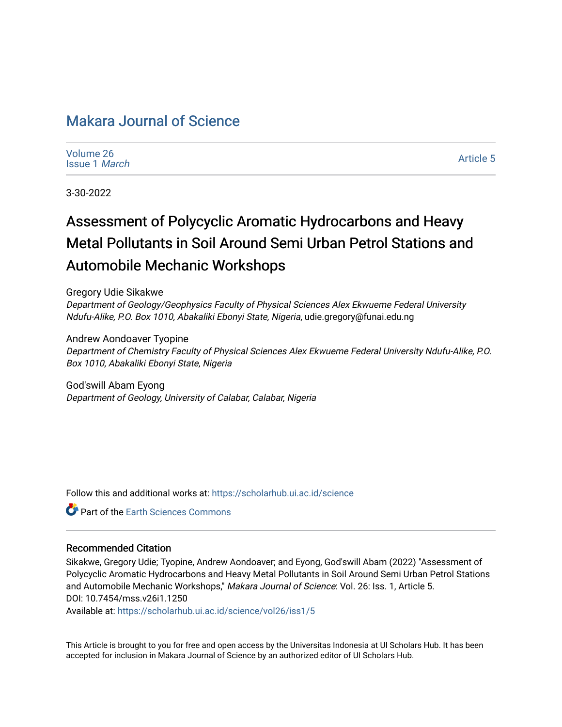# Makara Journal of Science

Volume 26
Issue 1 *March*

Article 5

3-30-2022

## Assessment of Polycyclic Aromatic Hydrocarbons and Heavy Metal Pollutants in Soil Around Semi Urban Petrol Stations and Automobile Mechanic Workshops

Gregory Udie Sikakwe
*Department of Geology/Geophysics Faculty of Physical Sciences Alex Ekwueme Federal University Ndufu-Alike, P.O. Box 1010, Abakaliki Ebonyi State, Nigeria*, udie.gregory@funai.edu.ng

Andrew Aondoaver Tyopine
*Department of Chemistry Faculty of Physical Sciences Alex Ekwueme Federal University Ndufu-Alike, P.O. Box 1010, Abakaliki Ebonyi State, Nigeria*

God'swill Abam Eyong
*Department of Geology, University of Calabar, Calabar, Nigeria*

Follow this and additional works at: https://scholarhub.ui.ac.id/science

Part of the Earth Sciences Commons

### Recommended Citation

Sikakwe, Gregory Udie; Tyopine, Andrew Aondoaver; and Eyong, God'swill Abam (2022) "Assessment of Polycyclic Aromatic Hydrocarbons and Heavy Metal Pollutants in Soil Around Semi Urban Petrol Stations and Automobile Mechanic Workshops," *Makara Journal of Science*: Vol. 26: Iss. 1, Article 5.
DOI: 10.7454/mss.v26i1.1250
Available at: https://scholarhub.ui.ac.id/science/vol26/iss1/5

This Article is brought to you for free and open access by the Universitas Indonesia at UI Scholars Hub. It has been accepted for inclusion in Makara Journal of Science by an authorized editor of UI Scholars Hub.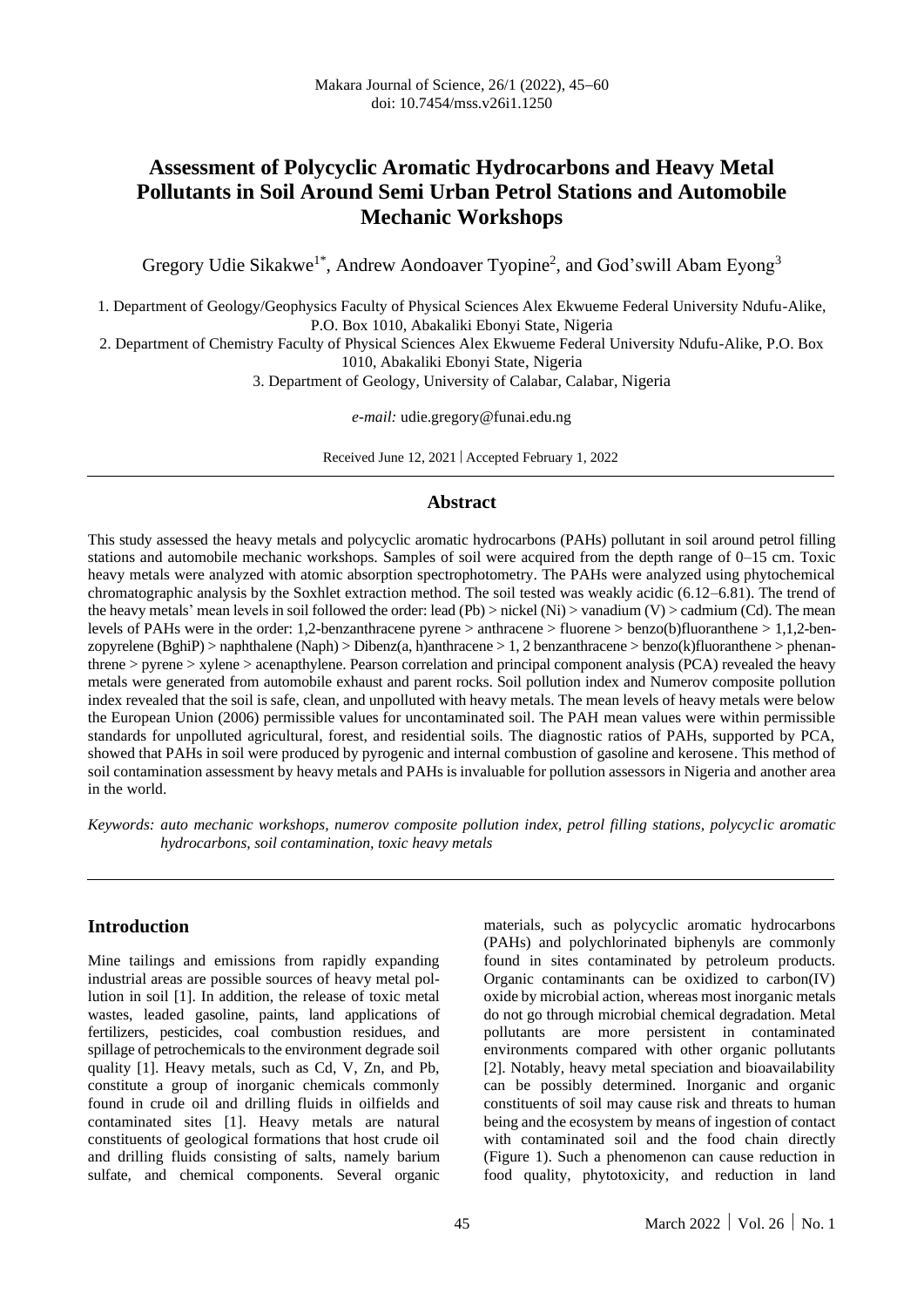# Assessment of Polycyclic Aromatic Hydrocarbons and Heavy Metal Pollutants in Soil Around Semi Urban Petrol Stations and Automobile Mechanic Workshops

Gregory Udie Sikakwe[1*], Andrew Aondoaver Tyopine[2], and God'swill Abam Eyong[3]

1. Department of Geology/Geophysics Faculty of Physical Sciences Alex Ekwueme Federal University Ndufu-Alike, P.O. Box 1010, Abakaliki Ebonyi State, Nigeria
2. Department of Chemistry Faculty of Physical Sciences Alex Ekwueme Federal University Ndufu-Alike, P.O. Box 1010, Abakaliki Ebonyi State, Nigeria
3. Department of Geology, University of Calabar, Calabar, Nigeria

*e-mail:* udie.gregory@funai.edu.ng

Received June 12, 2021 | Accepted February 1, 2022

## Abstract

This study assessed the heavy metals and polycyclic aromatic hydrocarbons (PAHs) pollutant in soil around petrol filling stations and automobile mechanic workshops. Samples of soil were acquired from the depth range of 0–15 cm. Toxic heavy metals were analyzed with atomic absorption spectrophotometry. The PAHs were analyzed using phytochemical chromatographic analysis by the Soxhlet extraction method. The soil tested was weakly acidic (6.12–6.81). The trend of the heavy metals' mean levels in soil followed the order: lead (Pb) > nickel (Ni) > vanadium (V) > cadmium (Cd). The mean levels of PAHs were in the order: 1,2-benzanthracene pyrene > anthracene > fluorene > benzo(b)fluoranthene > 1,1,2-benzopyrelene (BghiP) > naphthalene (Naph) > Dibenz(a, h)anthracene > 1, 2 benzanthracene > benzo(k)fluoranthene > phenanthrene > pyrene > xylene > acenapthylene. Pearson correlation and principal component analysis (PCA) revealed the heavy metals were generated from automobile exhaust and parent rocks. Soil pollution index and Numerov composite pollution index revealed that the soil is safe, clean, and unpolluted with heavy metals. The mean levels of heavy metals were below the European Union (2006) permissible values for uncontaminated soil. The PAH mean values were within permissible standards for unpolluted agricultural, forest, and residential soils. The diagnostic ratios of PAHs, supported by PCA, showed that PAHs in soil were produced by pyrogenic and internal combustion of gasoline and kerosene. This method of soil contamination assessment by heavy metals and PAHs is invaluable for pollution assessors in Nigeria and another area in the world.

*Keywords: auto mechanic workshops, numerov composite pollution index, petrol filling stations, polycyclic aromatic hydrocarbons, soil contamination, toxic heavy metals*

## Introduction

Mine tailings and emissions from rapidly expanding industrial areas are possible sources of heavy metal pollution in soil [1]. In addition, the release of toxic metal wastes, leaded gasoline, paints, land applications of fertilizers, pesticides, coal combustion residues, and spillage of petrochemicals to the environment degrade soil quality [1]. Heavy metals, such as Cd, V, Zn, and Pb, constitute a group of inorganic chemicals commonly found in crude oil and drilling fluids in oilfields and contaminated sites [1]. Heavy metals are natural constituents of geological formations that host crude oil and drilling fluids consisting of salts, namely barium sulfate, and chemical components. Several organic materials, such as polycyclic aromatic hydrocarbons (PAHs) and polychlorinated biphenyls are commonly found in sites contaminated by petroleum products. Organic contaminants can be oxidized to carbon(IV) oxide by microbial action, whereas most inorganic metals do not go through microbial chemical degradation. Metal pollutants are more persistent in contaminated environments compared with other organic pollutants [2]. Notably, heavy metal speciation and bioavailability can be possibly determined. Inorganic and organic constituents of soil may cause risk and threats to human being and the ecosystem by means of ingestion of contact with contaminated soil and the food chain directly (Figure 1). Such a phenomenon can cause reduction in food quality, phytotoxicity, and reduction in land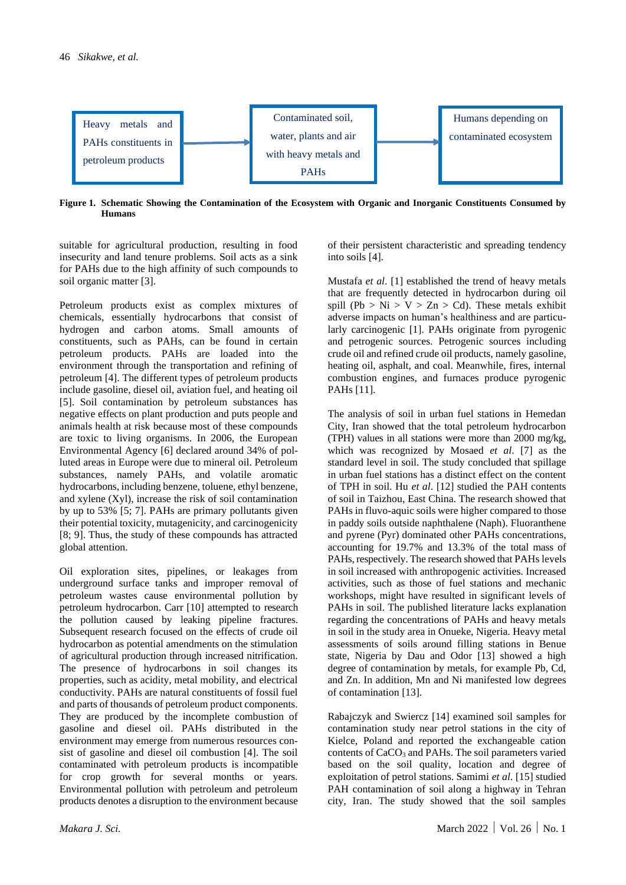Heavy metals and PAHs constituents in petroleum products → Contaminated soil, water, plants and air with heavy metals and PAHs → Humans depending on contaminated ecosystem

**Figure 1. Schematic Showing the Contamination of the Ecosystem with Organic and Inorganic Constituents Consumed by Humans**

suitable for agricultural production, resulting in food insecurity and land tenure problems. Soil acts as a sink for PAHs due to the high affinity of such compounds to soil organic matter [3].

Petroleum products exist as complex mixtures of chemicals, essentially hydrocarbons that consist of hydrogen and carbon atoms. Small amounts of constituents, such as PAHs, can be found in certain petroleum products. PAHs are loaded into the environment through the transportation and refining of petroleum [4]. The different types of petroleum products include gasoline, diesel oil, aviation fuel, and heating oil [5]. Soil contamination by petroleum substances has negative effects on plant production and puts people and animals health at risk because most of these compounds are toxic to living organisms. In 2006, the European Environmental Agency [6] declared around 34% of polluted areas in Europe were due to mineral oil. Petroleum substances, namely PAHs, and volatile aromatic hydrocarbons, including benzene, toluene, ethyl benzene, and xylene (Xyl), increase the risk of soil contamination by up to 53% [5; 7]. PAHs are primary pollutants given their potential toxicity, mutagenicity, and carcinogenicity [8; 9]. Thus, the study of these compounds has attracted global attention.

Oil exploration sites, pipelines, or leakages from underground surface tanks and improper removal of petroleum wastes cause environmental pollution by petroleum hydrocarbon. Carr [10] attempted to research the pollution caused by leaking pipeline fractures. Subsequent research focused on the effects of crude oil hydrocarbon as potential amendments on the stimulation of agricultural production through increased nitrification. The presence of hydrocarbons in soil changes its properties, such as acidity, metal mobility, and electrical conductivity. PAHs are natural constituents of fossil fuel and parts of thousands of petroleum product components. They are produced by the incomplete combustion of gasoline and diesel oil. PAHs distributed in the environment may emerge from numerous resources consist of gasoline and diesel oil combustion [4]. The soil contaminated with petroleum products is incompatible for crop growth for several months or years. Environmental pollution with petroleum and petroleum products denotes a disruption to the environment because of their persistent characteristic and spreading tendency into soils [4].

Mustafa *et al*. [1] established the trend of heavy metals that are frequently detected in hydrocarbon during oil spill (Pb > Ni > V > Zn > Cd). These metals exhibit adverse impacts on human's healthiness and are particularly carcinogenic [1]. PAHs originate from pyrogenic and petrogenic sources. Petrogenic sources including crude oil and refined crude oil products, namely gasoline, heating oil, asphalt, and coal. Meanwhile, fires, internal combustion engines, and furnaces produce pyrogenic PAHs [11].

The analysis of soil in urban fuel stations in Hemedan City, Iran showed that the total petroleum hydrocarbon (TPH) values in all stations were more than 2000 mg/kg, which was recognized by Mosaed *et al*. [7] as the standard level in soil. The study concluded that spillage in urban fuel stations has a distinct effect on the content of TPH in soil. Hu *et al*. [12] studied the PAH contents of soil in Taizhou, East China. The research showed that PAHs in fluvo-aquic soils were higher compared to those in paddy soils outside naphthalene (Naph). Fluoranthene and pyrene (Pyr) dominated other PAHs concentrations, accounting for 19.7% and 13.3% of the total mass of PAHs, respectively. The research showed that PAHs levels in soil increased with anthropogenic activities. Increased activities, such as those of fuel stations and mechanic workshops, might have resulted in significant levels of PAHs in soil. The published literature lacks explanation regarding the concentrations of PAHs and heavy metals in soil in the study area in Onueke, Nigeria. Heavy metal assessments of soils around filling stations in Benue state, Nigeria by Dau and Odor [13] showed a high degree of contamination by metals, for example Pb, Cd, and Zn. In addition, Mn and Ni manifested low degrees of contamination [13].

Rabajczyk and Swiercz [14] examined soil samples for contamination study near petrol stations in the city of Kielce, Poland and reported the exchangeable cation contents of $CaCO_3$ and PAHs. The soil parameters varied based on the soil quality, location and degree of exploitation of petrol stations. Samimi *et al.* [15] studied PAH contamination of soil along a highway in Tehran city, Iran. The study showed that the soil samples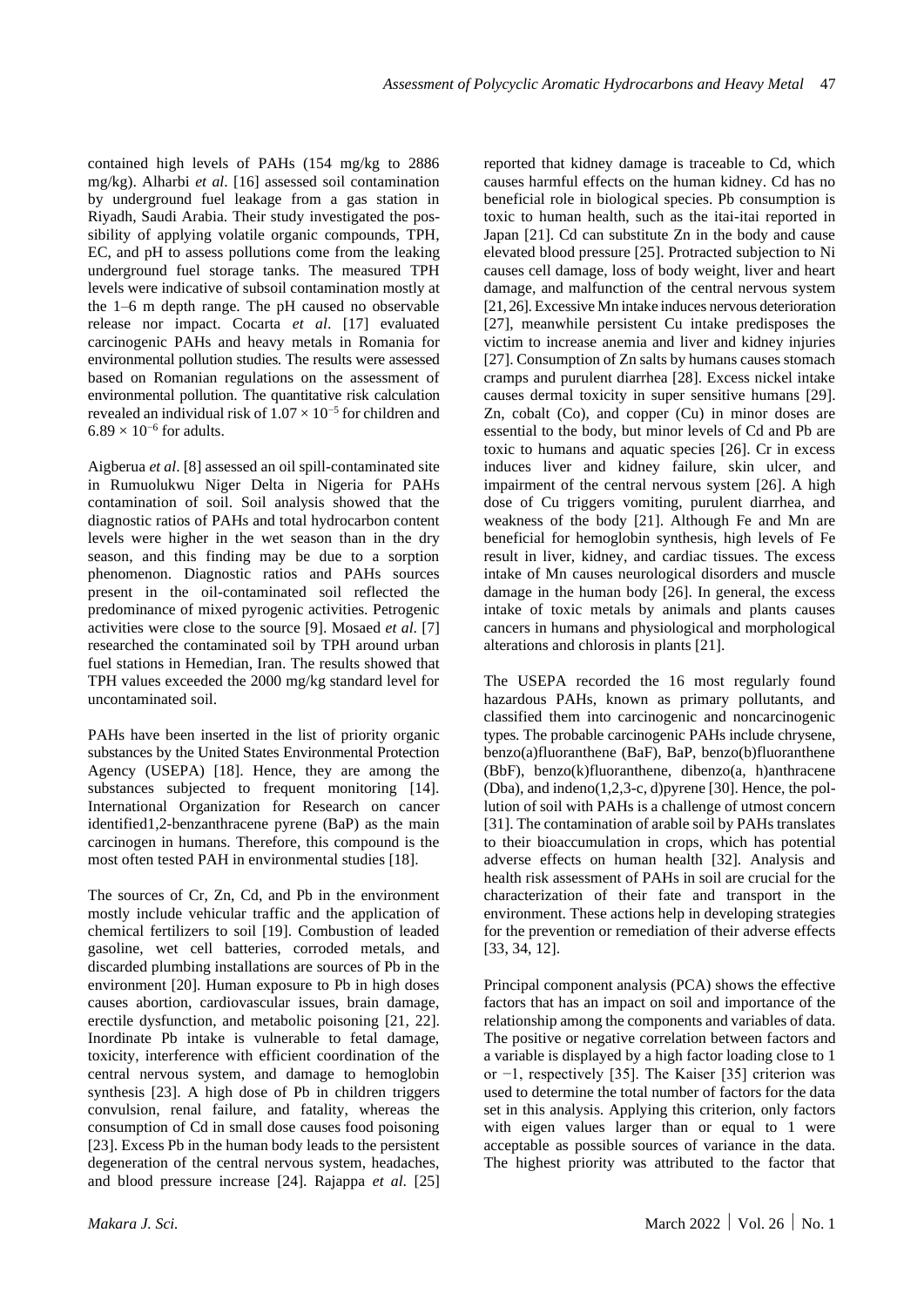contained high levels of PAHs (154 mg/kg to 2886 mg/kg). Alharbi *et al*. [16] assessed soil contamination by underground fuel leakage from a gas station in Riyadh, Saudi Arabia. Their study investigated the possibility of applying volatile organic compounds, TPH, EC, and pH to assess pollutions come from the leaking underground fuel storage tanks. The measured TPH levels were indicative of subsoil contamination mostly at the 1–6 m depth range. The pH caused no observable release nor impact. Cocarta *et al*. [17] evaluated carcinogenic PAHs and heavy metals in Romania for environmental pollution studies. The results were assessed based on Romanian regulations on the assessment of environmental pollution. The quantitative risk calculation revealed an individual risk of $1.07 \times 10^{-5}$ for children and $6.89 \times 10^{-6}$ for adults.

Aigberua *et al*. [8] assessed an oil spill-contaminated site in Rumuolukwu Niger Delta in Nigeria for PAHs contamination of soil. Soil analysis showed that the diagnostic ratios of PAHs and total hydrocarbon content levels were higher in the wet season than in the dry season, and this finding may be due to a sorption phenomenon. Diagnostic ratios and PAHs sources present in the oil-contaminated soil reflected the predominance of mixed pyrogenic activities. Petrogenic activities were close to the source [9]. Mosaed *et al*. [7] researched the contaminated soil by TPH around urban fuel stations in Hemedian, Iran. The results showed that TPH values exceeded the 2000 mg/kg standard level for uncontaminated soil.

PAHs have been inserted in the list of priority organic substances by the United States Environmental Protection Agency (USEPA) [18]. Hence, they are among the substances subjected to frequent monitoring [14]. International Organization for Research on cancer identified1,2-benzanthracene pyrene (BaP) as the main carcinogen in humans. Therefore, this compound is the most often tested PAH in environmental studies [18].

The sources of Cr, Zn, Cd, and Pb in the environment mostly include vehicular traffic and the application of chemical fertilizers to soil [19]. Combustion of leaded gasoline, wet cell batteries, corroded metals, and discarded plumbing installations are sources of Pb in the environment [20]. Human exposure to Pb in high doses causes abortion, cardiovascular issues, brain damage, erectile dysfunction, and metabolic poisoning [21, 22]. Inordinate Pb intake is vulnerable to fetal damage, toxicity, interference with efficient coordination of the central nervous system, and damage to hemoglobin synthesis [23]. A high dose of Pb in children triggers convulsion, renal failure, and fatality, whereas the consumption of Cd in small dose causes food poisoning [23]. Excess Pb in the human body leads to the persistent degeneration of the central nervous system, headaches, and blood pressure increase [24]. Rajappa *et al*. [25] reported that kidney damage is traceable to Cd, which causes harmful effects on the human kidney. Cd has no beneficial role in biological species. Pb consumption is toxic to human health, such as the itai-itai reported in Japan [21]. Cd can substitute Zn in the body and cause elevated blood pressure [25]. Protracted subjection to Ni causes cell damage, loss of body weight, liver and heart damage, and malfunction of the central nervous system [21, 26]. Excessive Mn intake induces nervous deterioration [27], meanwhile persistent Cu intake predisposes the victim to increase anemia and liver and kidney injuries [27]. Consumption of Zn salts by humans causes stomach cramps and purulent diarrhea [28]. Excess nickel intake causes dermal toxicity in super sensitive humans [29]. Zn, cobalt (Co), and copper (Cu) in minor doses are essential to the body, but minor levels of Cd and Pb are toxic to humans and aquatic species [26]. Cr in excess induces liver and kidney failure, skin ulcer, and impairment of the central nervous system [26]. A high dose of Cu triggers vomiting, purulent diarrhea, and weakness of the body [21]. Although Fe and Mn are beneficial for hemoglobin synthesis, high levels of Fe result in liver, kidney, and cardiac tissues. The excess intake of Mn causes neurological disorders and muscle damage in the human body [26]. In general, the excess intake of toxic metals by animals and plants causes cancers in humans and physiological and morphological alterations and chlorosis in plants [21].

The USEPA recorded the 16 most regularly found hazardous PAHs, known as primary pollutants, and classified them into carcinogenic and noncarcinogenic types. The probable carcinogenic PAHs include chrysene, benzo(a)fluoranthene (BaF), BaP, benzo(b)fluoranthene (BbF), benzo(k)fluoranthene, dibenzo(a, h)anthracene (Dba), and indeno(1,2,3-c, d)pyrene [30]. Hence, the pollution of soil with PAHs is a challenge of utmost concern [31]. The contamination of arable soil by PAHs translates to their bioaccumulation in crops, which has potential adverse effects on human health [32]. Analysis and health risk assessment of PAHs in soil are crucial for the characterization of their fate and transport in the environment. These actions help in developing strategies for the prevention or remediation of their adverse effects [33, 34, 12].

Principal component analysis (PCA) shows the effective factors that has an impact on soil and importance of the relationship among the components and variables of data. The positive or negative correlation between factors and a variable is displayed by a high factor loading close to 1 or −1, respectively [35]. The Kaiser [35] criterion was used to determine the total number of factors for the data set in this analysis. Applying this criterion, only factors with eigen values larger than or equal to 1 were acceptable as possible sources of variance in the data. The highest priority was attributed to the factor that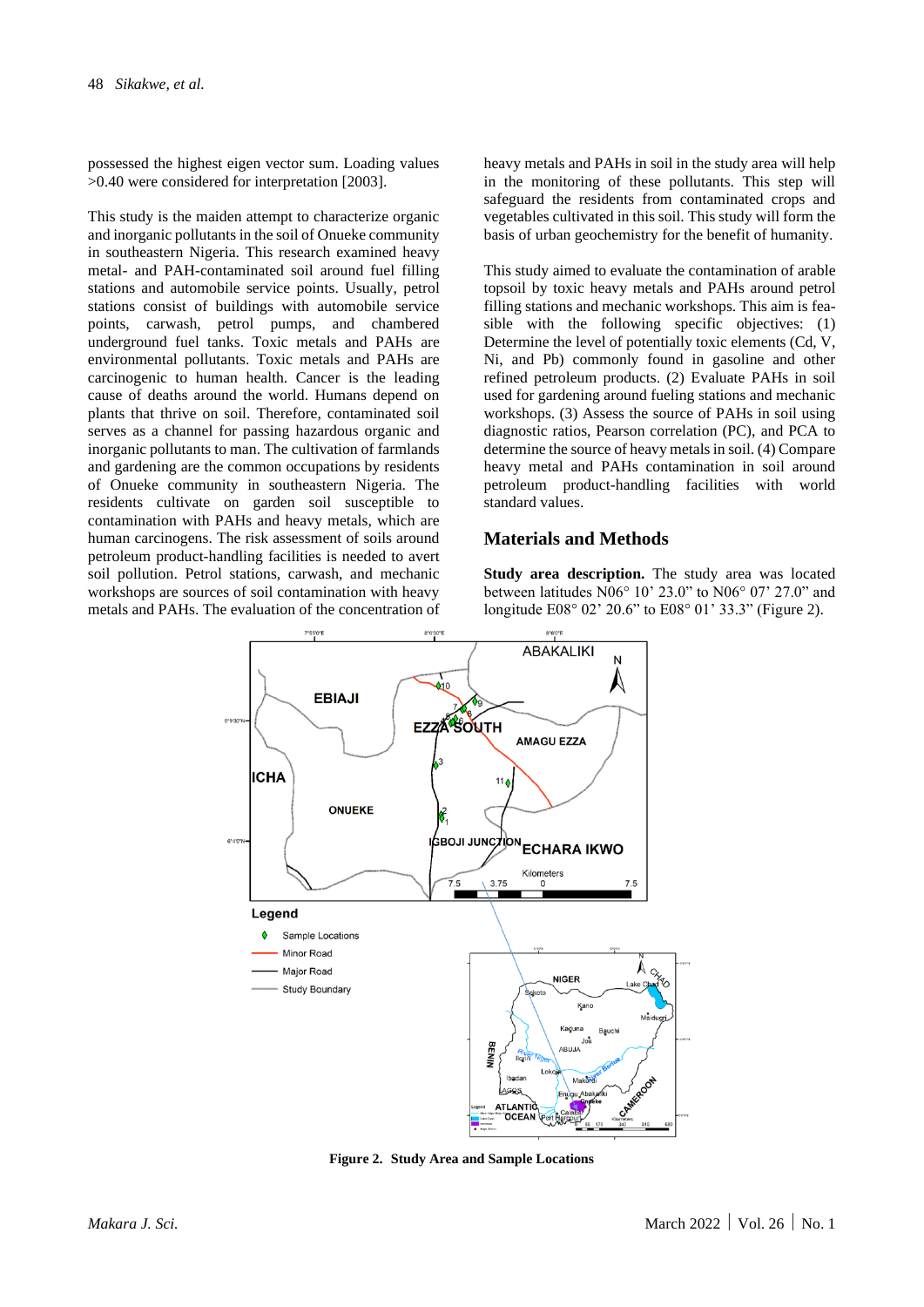possessed the highest eigen vector sum. Loading values >0.40 were considered for interpretation [2003].

This study is the maiden attempt to characterize organic and inorganic pollutants in the soil of Onueke community in southeastern Nigeria. This research examined heavy metal- and PAH-contaminated soil around fuel filling stations and automobile service points. Usually, petrol stations consist of buildings with automobile service points, carwash, petrol pumps, and chambered underground fuel tanks. Toxic metals and PAHs are environmental pollutants. Toxic metals and PAHs are carcinogenic to human health. Cancer is the leading cause of deaths around the world. Humans depend on plants that thrive on soil. Therefore, contaminated soil serves as a channel for passing hazardous organic and inorganic pollutants to man. The cultivation of farmlands and gardening are the common occupations by residents of Onueke community in southeastern Nigeria. The residents cultivate on garden soil susceptible to contamination with PAHs and heavy metals, which are human carcinogens. The risk assessment of soils around petroleum product-handling facilities is needed to avert soil pollution. Petrol stations, carwash, and mechanic workshops are sources of soil contamination with heavy metals and PAHs. The evaluation of the concentration of heavy metals and PAHs in soil in the study area will help in the monitoring of these pollutants. This step will safeguard the residents from contaminated crops and vegetables cultivated in this soil. This study will form the basis of urban geochemistry for the benefit of humanity.

This study aimed to evaluate the contamination of arable topsoil by toxic heavy metals and PAHs around petrol filling stations and mechanic workshops. This aim is feasible with the following specific objectives: (1) Determine the level of potentially toxic elements (Cd, V, Ni, and Pb) commonly found in gasoline and other refined petroleum products. (2) Evaluate PAHs in soil used for gardening around fueling stations and mechanic workshops. (3) Assess the source of PAHs in soil using diagnostic ratios, Pearson correlation (PC), and PCA to determine the source of heavy metals in soil. (4) Compare heavy metal and PAHs contamination in soil around petroleum product-handling facilities with world standard values.

## Materials and Methods

**Study area description.** The study area was located between latitudes N06° 10' 23.0" to N06° 07' 27.0" and longitude E08° 02' 20.6" to E08° 01' 33.3" (Figure 2).

**Figure 2. Study Area and Sample Locations**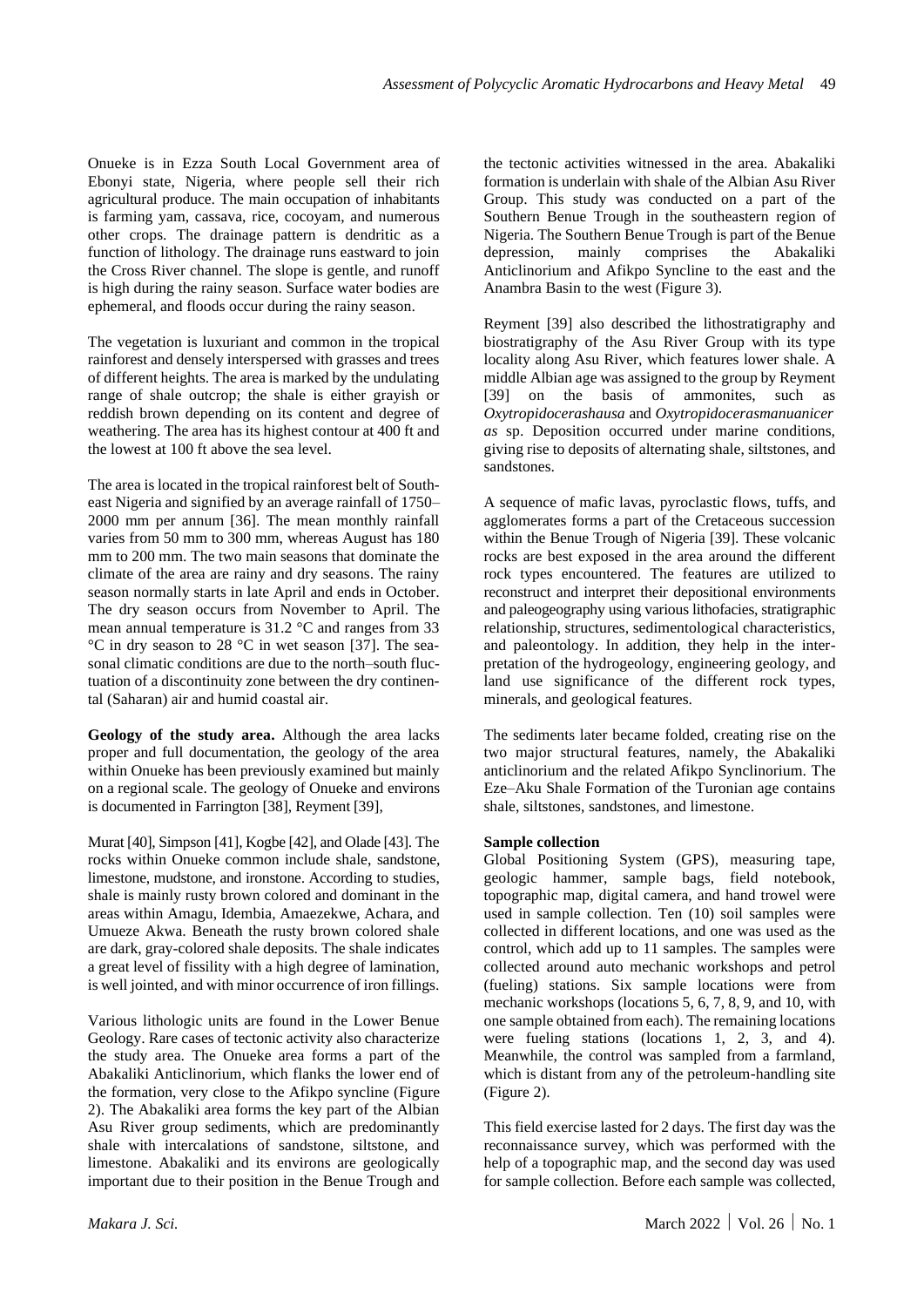Onueke is in Ezza South Local Government area of Ebonyi state, Nigeria, where people sell their rich agricultural produce. The main occupation of inhabitants is farming yam, cassava, rice, cocoyam, and numerous other crops. The drainage pattern is dendritic as a function of lithology. The drainage runs eastward to join the Cross River channel. The slope is gentle, and runoff is high during the rainy season. Surface water bodies are ephemeral, and floods occur during the rainy season.

The vegetation is luxuriant and common in the tropical rainforest and densely interspersed with grasses and trees of different heights. The area is marked by the undulating range of shale outcrop; the shale is either grayish or reddish brown depending on its content and degree of weathering. The area has its highest contour at 400 ft and the lowest at 100 ft above the sea level.

The area is located in the tropical rainforest belt of Southeast Nigeria and signified by an average rainfall of 1750–2000 mm per annum [36]. The mean monthly rainfall varies from 50 mm to 300 mm, whereas August has 180 mm to 200 mm. The two main seasons that dominate the climate of the area are rainy and dry seasons. The rainy season normally starts in late April and ends in October. The dry season occurs from November to April. The mean annual temperature is 31.2 °C and ranges from 33 °C in dry season to 28 °C in wet season [37]. The seasonal climatic conditions are due to the north–south fluctuation of a discontinuity zone between the dry continental (Saharan) air and humid coastal air.

**Geology of the study area.** Although the area lacks proper and full documentation, the geology of the area within Onueke has been previously examined but mainly on a regional scale. The geology of Onueke and environs is documented in Farrington [38], Reyment [39], Murat [40], Simpson [41], Kogbe [42], and Olade [43]. The rocks within Onueke common include shale, sandstone, limestone, mudstone, and ironstone. According to studies, shale is mainly rusty brown colored and dominant in the areas within Amagu, Idembia, Amaezekwe, Achara, and Umueze Akwa. Beneath the rusty brown colored shale are dark, gray-colored shale deposits. The shale indicates a great level of fissility with a high degree of lamination, is well jointed, and with minor occurrence of iron fillings.

Various lithologic units are found in the Lower Benue Geology. Rare cases of tectonic activity also characterize the study area. The Onueke area forms a part of the Abakaliki Anticlinorium, which flanks the lower end of the formation, very close to the Afikpo syncline (Figure 2). The Abakaliki area forms the key part of the Albian Asu River group sediments, which are predominantly shale with intercalations of sandstone, siltstone, and limestone. Abakaliki and its environs are geologically important due to their position in the Benue Trough and the tectonic activities witnessed in the area. Abakaliki formation is underlain with shale of the Albian Asu River Group. This study was conducted on a part of the Southern Benue Trough in the southeastern region of Nigeria. The Southern Benue Trough is part of the Benue depression, mainly comprises the Abakaliki Anticlinorium and Afikpo Syncline to the east and the Anambra Basin to the west (Figure 3).

Reyment [39] also described the lithostratigraphy and biostratigraphy of the Asu River Group with its type locality along Asu River, which features lower shale. A middle Albian age was assigned to the group by Reyment [39] on the basis of ammonites, such as *Oxytropidocerashausa* and *Oxytropidocerasmanuanicer as* sp. Deposition occurred under marine conditions, giving rise to deposits of alternating shale, siltstones, and sandstones.

A sequence of mafic lavas, pyroclastic flows, tuffs, and agglomerates forms a part of the Cretaceous succession within the Benue Trough of Nigeria [39]. These volcanic rocks are best exposed in the area around the different rock types encountered. The features are utilized to reconstruct and interpret their depositional environments and paleogeography using various lithofacies, stratigraphic relationship, structures, sedimentological characteristics, and paleontology. In addition, they help in the interpretation of the hydrogeology, engineering geology, and land use significance of the different rock types, minerals, and geological features.

The sediments later became folded, creating rise on the two major structural features, namely, the Abakaliki anticlinorium and the related Afikpo Synclinorium. The Eze–Aku Shale Formation of the Turonian age contains shale, siltstones, sandstones, and limestone.

**Sample collection**

Global Positioning System (GPS), measuring tape, geologic hammer, sample bags, field notebook, topographic map, digital camera, and hand trowel were used in sample collection. Ten (10) soil samples were collected in different locations, and one was used as the control, which add up to 11 samples. The samples were collected around auto mechanic workshops and petrol (fueling) stations. Six sample locations were from mechanic workshops (locations 5, 6, 7, 8, 9, and 10, with one sample obtained from each). The remaining locations were fueling stations (locations 1, 2, 3, and 4). Meanwhile, the control was sampled from a farmland, which is distant from any of the petroleum-handling site (Figure 2).

This field exercise lasted for 2 days. The first day was the reconnaissance survey, which was performed with the help of a topographic map, and the second day was used for sample collection. Before each sample was collected,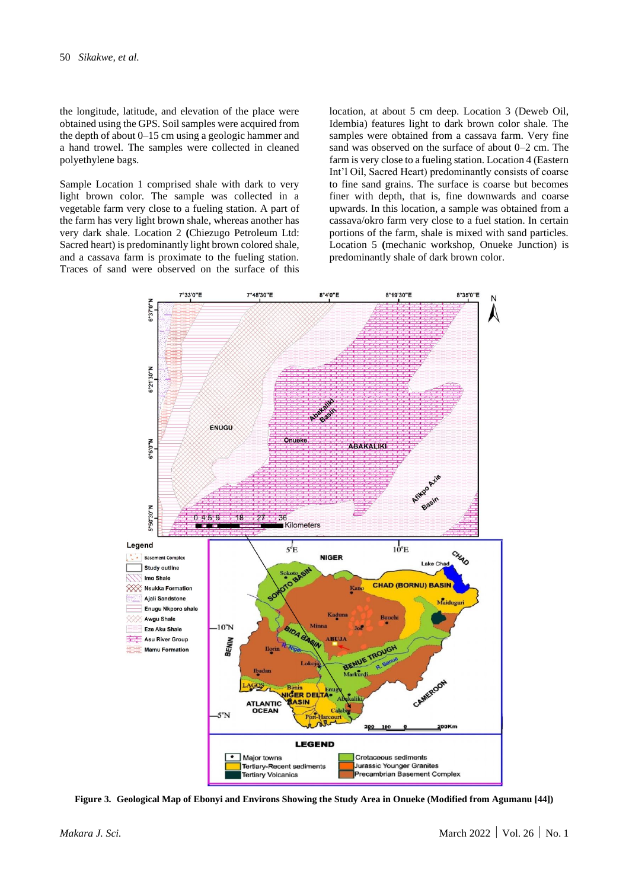the longitude, latitude, and elevation of the place were obtained using the GPS. Soil samples were acquired from the depth of about 0–15 cm using a geologic hammer and a hand trowel. The samples were collected in cleaned polyethylene bags.

Sample Location 1 comprised shale with dark to very light brown color. The sample was collected in a vegetable farm very close to a fueling station. A part of the farm has very light brown shale, whereas another has very dark shale. Location 2 **(**Chiezugo Petroleum Ltd: Sacred heart) is predominantly light brown colored shale, and a cassava farm is proximate to the fueling station. Traces of sand were observed on the surface of this location, at about 5 cm deep. Location 3 (Deweb Oil, Idembia) features light to dark brown color shale. The samples were obtained from a cassava farm. Very fine sand was observed on the surface of about 0–2 cm. The farm is very close to a fueling station. Location 4 (Eastern Int'l Oil, Sacred Heart) predominantly consists of coarse to fine sand grains. The surface is coarse but becomes finer with depth, that is, fine downwards and coarse upwards. In this location, a sample was obtained from a cassava/okro farm very close to a fuel station. In certain portions of the farm, shale is mixed with sand particles. Location 5 **(**mechanic workshop, Onueke Junction) is predominantly shale of dark brown color.

**Figure 3. Geological Map of Ebonyi and Environs Showing the Study Area in Onueke (Modified from Agumanu [44])**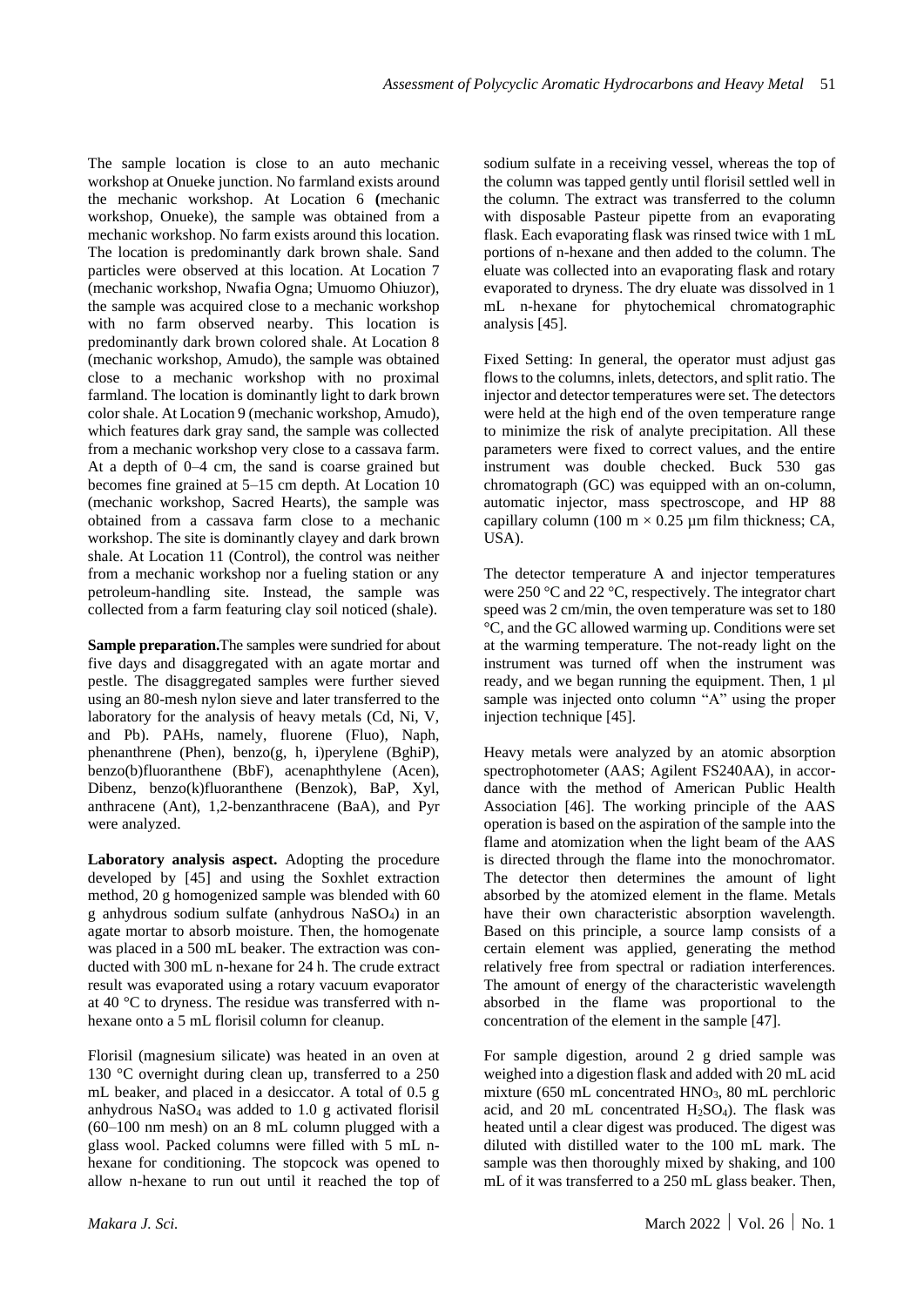The sample location is close to an auto mechanic workshop at Onueke junction. No farmland exists around the mechanic workshop. At Location 6 **(**mechanic workshop, Onueke), the sample was obtained from a mechanic workshop. No farm exists around this location. The location is predominantly dark brown shale. Sand particles were observed at this location. At Location 7 (mechanic workshop, Nwafia Ogna; Umuomo Ohiuzor), the sample was acquired close to a mechanic workshop with no farm observed nearby. This location is predominantly dark brown colored shale. At Location 8 (mechanic workshop, Amudo), the sample was obtained close to a mechanic workshop with no proximal farmland. The location is dominantly light to dark brown color shale. At Location 9 (mechanic workshop, Amudo), which features dark gray sand, the sample was collected from a mechanic workshop very close to a cassava farm. At a depth of 0–4 cm, the sand is coarse grained but becomes fine grained at 5–15 cm depth. At Location 10 (mechanic workshop, Sacred Hearts), the sample was obtained from a cassava farm close to a mechanic workshop. The site is dominantly clayey and dark brown shale. At Location 11 (Control), the control was neither from a mechanic workshop nor a fueling station or any petroleum-handling site. Instead, the sample was collected from a farm featuring clay soil noticed (shale).

**Sample preparation.**The samples were sundried for about five days and disaggregated with an agate mortar and pestle. The disaggregated samples were further sieved using an 80-mesh nylon sieve and later transferred to the laboratory for the analysis of heavy metals (Cd, Ni, V, and Pb). PAHs, namely, fluorene (Fluo), Naph, phenanthrene (Phen), benzo(g, h, i)perylene (BghiP), benzo(b)fluoranthene (BbF), acenaphthylene (Acen), Dibenz, benzo(k)fluoranthene (Benzok), BaP, Xyl, anthracene (Ant), 1,2-benzanthracene (BaA), and Pyr were analyzed.

**Laboratory analysis aspect.** Adopting the procedure developed by [45] and using the Soxhlet extraction method, 20 g homogenized sample was blended with 60 g anhydrous sodium sulfate (anhydrous $NaSO_4$) in an agate mortar to absorb moisture. Then, the homogenate was placed in a 500 mL beaker. The extraction was conducted with 300 mL n-hexane for 24 h. The crude extract result was evaporated using a rotary vacuum evaporator at 40 °C to dryness. The residue was transferred with n-hexane onto a 5 mL florisil column for cleanup.

Florisil (magnesium silicate) was heated in an oven at 130 °C overnight during clean up, transferred to a 250 mL beaker, and placed in a desiccator. A total of 0.5 g anhydrous $NaSO_4$ was added to 1.0 g activated florisil (60–100 nm mesh) on an 8 mL column plugged with a glass wool. Packed columns were filled with 5 mL n-hexane for conditioning. The stopcock was opened to allow n-hexane to run out until it reached the top of sodium sulfate in a receiving vessel, whereas the top of the column was tapped gently until florisil settled well in the column. The extract was transferred to the column with disposable Pasteur pipette from an evaporating flask. Each evaporating flask was rinsed twice with 1 mL portions of n-hexane and then added to the column. The eluate was collected into an evaporating flask and rotary evaporated to dryness. The dry eluate was dissolved in 1 mL n-hexane for phytochemical chromatographic analysis [45].

Fixed Setting: In general, the operator must adjust gas flows to the columns, inlets, detectors, and split ratio. The injector and detector temperatures were set. The detectors were held at the high end of the oven temperature range to minimize the risk of analyte precipitation. All these parameters were fixed to correct values, and the entire instrument was double checked. Buck 530 gas chromatograph (GC) was equipped with an on-column, automatic injector, mass spectroscope, and HP 88 capillary column (100 m × 0.25 µm film thickness; CA, USA).

The detector temperature A and injector temperatures were 250 °C and 22 °C, respectively. The integrator chart speed was 2 cm/min, the oven temperature was set to 180 °C, and the GC allowed warming up. Conditions were set at the warming temperature. The not-ready light on the instrument was turned off when the instrument was ready, and we began running the equipment. Then, 1 µl sample was injected onto column "A" using the proper injection technique [45].

Heavy metals were analyzed by an atomic absorption spectrophotometer (AAS; Agilent FS240AA), in accordance with the method of American Public Health Association [46]. The working principle of the AAS operation is based on the aspiration of the sample into the flame and atomization when the light beam of the AAS is directed through the flame into the monochromator. The detector then determines the amount of light absorbed by the atomized element in the flame. Metals have their own characteristic absorption wavelength. Based on this principle, a source lamp consists of a certain element was applied, generating the method relatively free from spectral or radiation interferences. The amount of energy of the characteristic wavelength absorbed in the flame was proportional to the concentration of the element in the sample [47].

For sample digestion, around 2 g dried sample was weighed into a digestion flask and added with 20 mL acid mixture (650 mL concentrated $HNO_3$, 80 mL perchloric acid, and 20 mL concentrated $H_2SO_4$). The flask was heated until a clear digest was produced. The digest was diluted with distilled water to the 100 mL mark. The sample was then thoroughly mixed by shaking, and 100 mL of it was transferred to a 250 mL glass beaker. Then,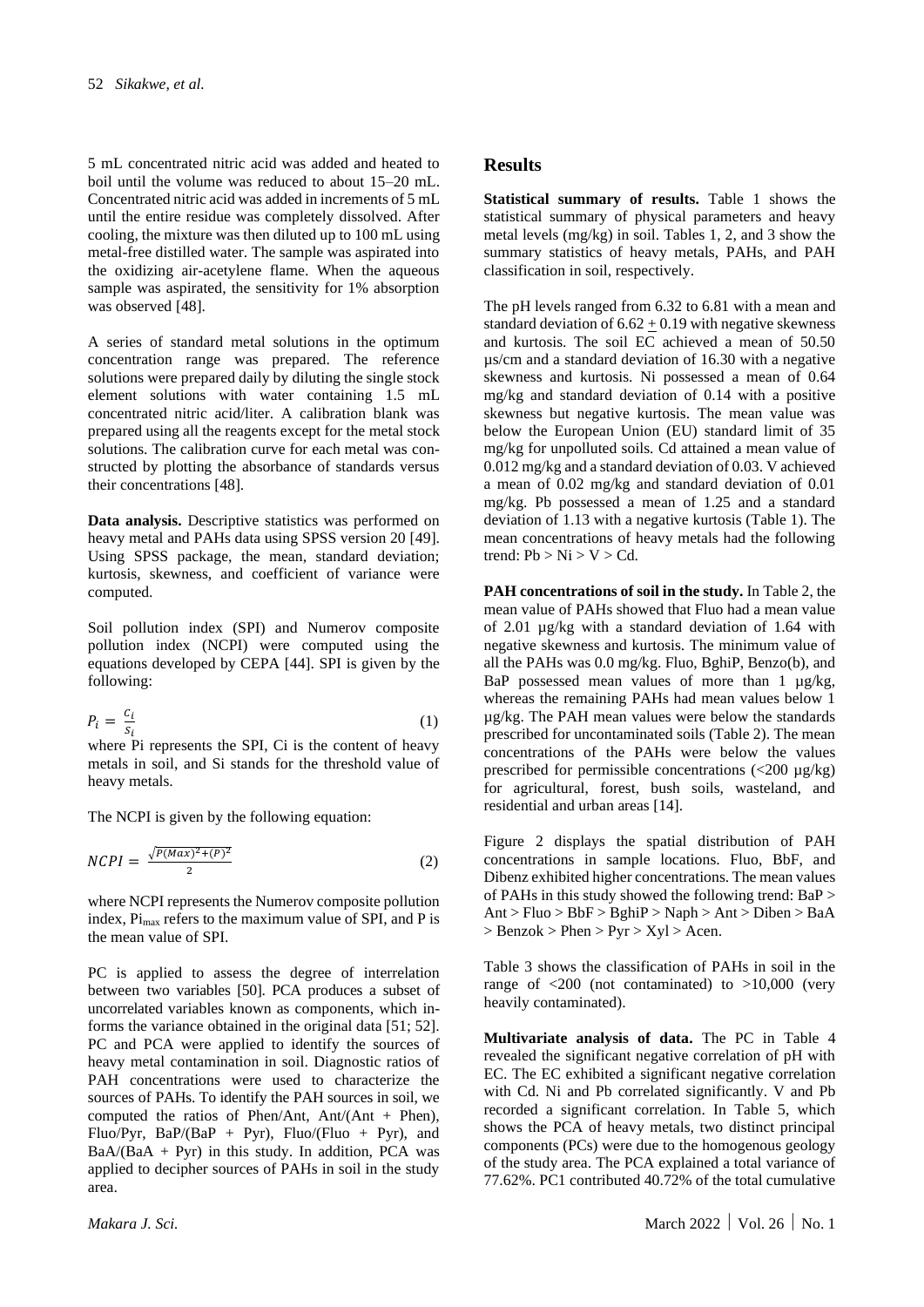5 mL concentrated nitric acid was added and heated to boil until the volume was reduced to about 15–20 mL. Concentrated nitric acid was added in increments of 5 mL until the entire residue was completely dissolved. After cooling, the mixture was then diluted up to 100 mL using metal-free distilled water. The sample was aspirated into the oxidizing air-acetylene flame. When the aqueous sample was aspirated, the sensitivity for 1% absorption was observed [48].

A series of standard metal solutions in the optimum concentration range was prepared. The reference solutions were prepared daily by diluting the single stock element solutions with water containing 1.5 mL concentrated nitric acid/liter. A calibration blank was prepared using all the reagents except for the metal stock solutions. The calibration curve for each metal was constructed by plotting the absorbance of standards versus their concentrations [48].

**Data analysis.** Descriptive statistics was performed on heavy metal and PAHs data using SPSS version 20 [49]. Using SPSS package, the mean, standard deviation; kurtosis, skewness, and coefficient of variance were computed.

Soil pollution index (SPI) and Numerov composite pollution index (NCPI) were computed using the equations developed by CEPA [44]. SPI is given by the following:

$$P_i = \frac{C_i}{S_i} \tag{1}$$

where Pi represents the SPI, Ci is the content of heavy metals in soil, and Si stands for the threshold value of heavy metals.

The NCPI is given by the following equation:

$$NCPI = \frac{\sqrt{P(Max)^2 + (P)^2}}{2} \tag{2}$$

where NCPI represents the Numerov composite pollution index, $Pi_{max}$ refers to the maximum value of SPI, and P is the mean value of SPI.

PC is applied to assess the degree of interrelation between two variables [50]. PCA produces a subset of uncorrelated variables known as components, which informs the variance obtained in the original data [51; 52]. PC and PCA were applied to identify the sources of heavy metal contamination in soil. Diagnostic ratios of PAH concentrations were used to characterize the sources of PAHs. To identify the PAH sources in soil, we computed the ratios of Phen/Ant, Ant/(Ant + Phen), Fluo/Pyr, BaP/(BaP + Pyr), Fluo/(Fluo + Pyr), and BaA/(BaA + Pyr) in this study. In addition, PCA was applied to decipher sources of PAHs in soil in the study area.

## Results

**Statistical summary of results.** Table 1 shows the statistical summary of physical parameters and heavy metal levels (mg/kg) in soil. Tables 1, 2, and 3 show the summary statistics of heavy metals, PAHs, and PAH classification in soil, respectively.

The pH levels ranged from 6.32 to 6.81 with a mean and standard deviation of 6.62 ± 0.19 with negative skewness and kurtosis. The soil EC achieved a mean of 50.50 µs/cm and a standard deviation of 16.30 with a negative skewness and kurtosis. Ni possessed a mean of 0.64 mg/kg and standard deviation of 0.14 with a positive skewness but negative kurtosis. The mean value was below the European Union (EU) standard limit of 35 mg/kg for unpolluted soils. Cd attained a mean value of 0.012 mg/kg and a standard deviation of 0.03. V achieved a mean of 0.02 mg/kg and standard deviation of 0.01 mg/kg. Pb possessed a mean of 1.25 and a standard deviation of 1.13 with a negative kurtosis (Table 1). The mean concentrations of heavy metals had the following trend: Pb > Ni > V > Cd.

**PAH concentrations of soil in the study.** In Table 2, the mean value of PAHs showed that Fluo had a mean value of 2.01 µg/kg with a standard deviation of 1.64 with negative skewness and kurtosis. The minimum value of all the PAHs was 0.0 mg/kg. Fluo, BghiP, Benzo(b), and BaP possessed mean values of more than 1 µg/kg, whereas the remaining PAHs had mean values below 1 µg/kg. The PAH mean values were below the standards prescribed for uncontaminated soils (Table 2). The mean concentrations of the PAHs were below the values prescribed for permissible concentrations (<200 µg/kg) for agricultural, forest, bush soils, wasteland, and residential and urban areas [14].

Figure 2 displays the spatial distribution of PAH concentrations in sample locations. Fluo, BbF, and Dibenz exhibited higher concentrations. The mean values of PAHs in this study showed the following trend: BaP > Ant > Fluo > BbF > BghiP > Naph > Ant > Diben > BaA > Benzok > Phen > Pyr > Xyl > Acen.

Table 3 shows the classification of PAHs in soil in the range of <200 (not contaminated) to >10,000 (very heavily contaminated).

**Multivariate analysis of data.** The PC in Table 4 revealed the significant negative correlation of pH with EC. The EC exhibited a significant negative correlation with Cd. Ni and Pb correlated significantly. V and Pb recorded a significant correlation. In Table 5, which shows the PCA of heavy metals, two distinct principal components (PCs) were due to the homogenous geology of the study area. The PCA explained a total variance of 77.62%. PC1 contributed 40.72% of the total cumulative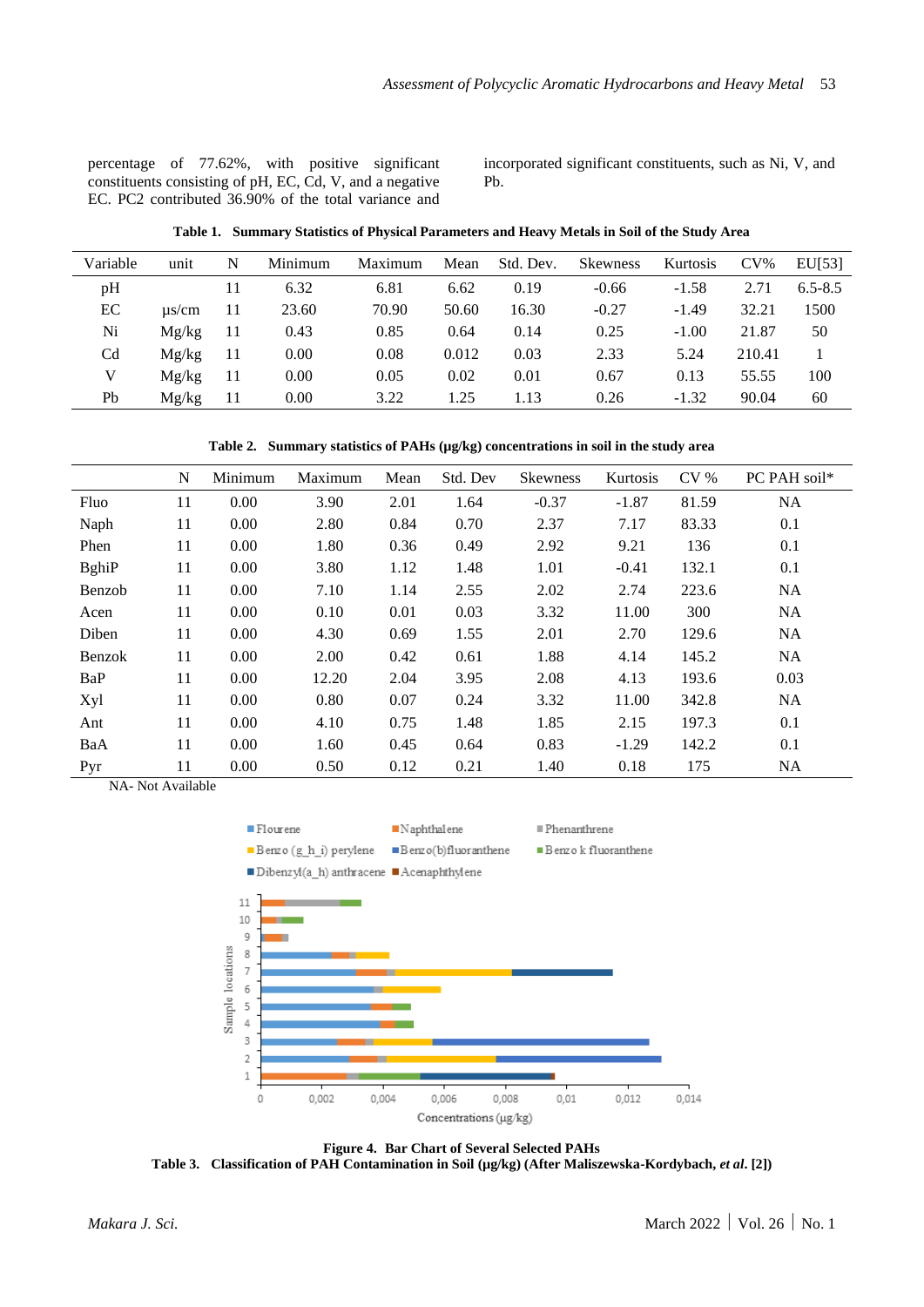percentage of 77.62%, with positive significant constituents consisting of pH, EC, Cd, V, and a negative EC. PC2 contributed 36.90% of the total variance and incorporated significant constituents, such as Ni, V, and Pb.

**Table 1. Summary Statistics of Physical Parameters and Heavy Metals in Soil of the Study Area**

| Variable | unit | N | Minimum | Maximum | Mean | Std. Dev. | Skewness | Kurtosis | CV% | EU[53] |
|---|---|---|---|---|---|---|---|---|---|---|
| pH | | 11 | 6.32 | 6.81 | 6.62 | 0.19 | -0.66 | -1.58 | 2.71 | 6.5-8.5 |
| EC | µs/cm | 11 | 23.60 | 70.90 | 50.60 | 16.30 | -0.27 | -1.49 | 32.21 | 1500 |
| Ni | Mg/kg | 11 | 0.43 | 0.85 | 0.64 | 0.14 | 0.25 | -1.00 | 21.87 | 50 |
| Cd | Mg/kg | 11 | 0.00 | 0.08 | 0.012 | 0.03 | 2.33 | 5.24 | 210.41 | 1 |
| V | Mg/kg | 11 | 0.00 | 0.05 | 0.02 | 0.01 | 0.67 | 0.13 | 55.55 | 100 |
| Pb | Mg/kg | 11 | 0.00 | 3.22 | 1.25 | 1.13 | 0.26 | -1.32 | 90.04 | 60 |

**Table 2. Summary statistics of PAHs (µg/kg) concentrations in soil in the study area**

| | N | Minimum | Maximum | Mean | Std. Dev | Skewness | Kurtosis | CV % | PC PAH soil* |
|---|---|---|---|---|---|---|---|---|---|
| Fluo | 11 | 0.00 | 3.90 | 2.01 | 1.64 | -0.37 | -1.87 | 81.59 | NA |
| Naph | 11 | 0.00 | 2.80 | 0.84 | 0.70 | 2.37 | 7.17 | 83.33 | 0.1 |
| Phen | 11 | 0.00 | 1.80 | 0.36 | 0.49 | 2.92 | 9.21 | 136 | 0.1 |
| BghiP | 11 | 0.00 | 3.80 | 1.12 | 1.48 | 1.01 | -0.41 | 132.1 | 0.1 |
| Benzob | 11 | 0.00 | 7.10 | 1.14 | 2.55 | 2.02 | 2.74 | 223.6 | NA |
| Acen | 11 | 0.00 | 0.10 | 0.01 | 0.03 | 3.32 | 11.00 | 300 | NA |
| Diben | 11 | 0.00 | 4.30 | 0.69 | 1.55 | 2.01 | 2.70 | 129.6 | NA |
| Benzok | 11 | 0.00 | 2.00 | 0.42 | 0.61 | 1.88 | 4.14 | 145.2 | NA |
| BaP | 11 | 0.00 | 12.20 | 2.04 | 3.95 | 2.08 | 4.13 | 193.6 | 0.03 |
| Xyl | 11 | 0.00 | 0.80 | 0.07 | 0.24 | 3.32 | 11.00 | 342.8 | NA |
| Ant | 11 | 0.00 | 4.10 | 0.75 | 1.48 | 1.85 | 2.15 | 197.3 | 0.1 |
| BaA | 11 | 0.00 | 1.60 | 0.45 | 0.64 | 0.83 | -1.29 | 142.2 | 0.1 |
| Pyr | 11 | 0.00 | 0.50 | 0.12 | 0.21 | 1.40 | 0.18 | 175 | NA |

NA- Not Available

**Figure 4. Bar Chart of Several Selected PAHs**

**Table 3. Classification of PAH Contamination in Soil (µg/kg) (After Maliszewska-Kordybach, *et al.* [2])**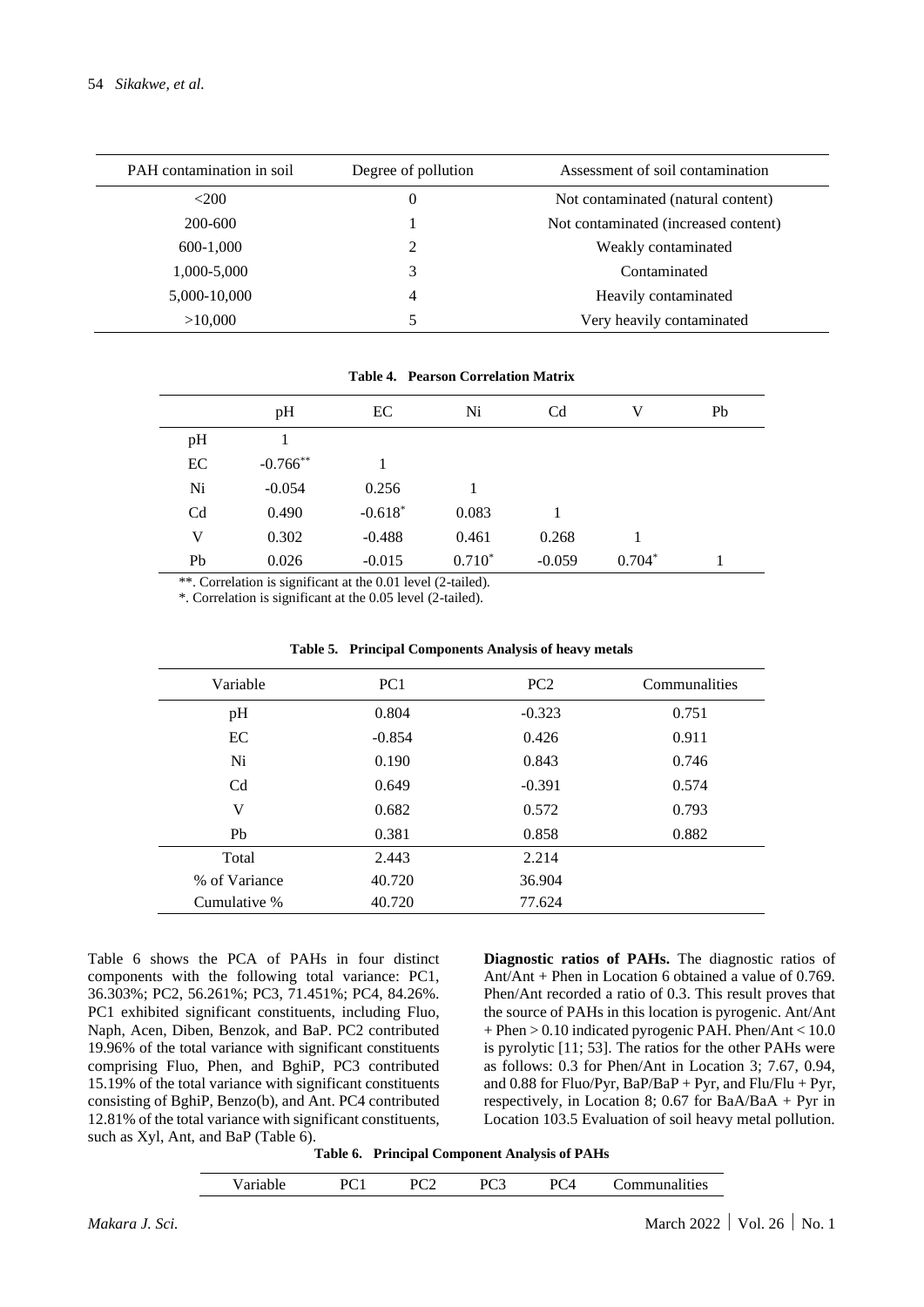| PAH contamination in soil | Degree of pollution | Assessment of soil contamination |
|---|---|---|
| <200 | 0 | Not contaminated (natural content) |
| 200-600 | 1 | Not contaminated (increased content) |
| 600-1,000 | 2 | Weakly contaminated |
| 1,000-5,000 | 3 | Contaminated |
| 5,000-10,000 | 4 | Heavily contaminated |
| >10,000 | 5 | Very heavily contaminated |

**Table 4. Pearson Correlation Matrix**

| | pH | EC | Ni | Cd | V | Pb |
|---|---|---|---|---|---|---|
| pH | 1 | | | | | |
| EC | -0.766** | 1 | | | | |
| Ni | -0.054 | 0.256 | 1 | | | |
| Cd | 0.490 | -0.618* | 0.083 | 1 | | |
| V | 0.302 | -0.488 | 0.461 | 0.268 | 1 | |
| Pb | 0.026 | -0.015 | 0.710* | -0.059 | 0.704* | 1 |

**. Correlation is significant at the 0.01 level (2-tailed).
*. Correlation is significant at the 0.05 level (2-tailed).

**Table 5. Principal Components Analysis of heavy metals**

| Variable | PC1 | PC2 | Communalities |
|---|---|---|---|
| pH | 0.804 | -0.323 | 0.751 |
| EC | -0.854 | 0.426 | 0.911 |
| Ni | 0.190 | 0.843 | 0.746 |
| Cd | 0.649 | -0.391 | 0.574 |
| V | 0.682 | 0.572 | 0.793 |
| Pb | 0.381 | 0.858 | 0.882 |
| Total | 2.443 | 2.214 | |
| % of Variance | 40.720 | 36.904 | |
| Cumulative % | 40.720 | 77.624 | |

Table 6 shows the PCA of PAHs in four distinct components with the following total variance: PC1, 36.303%; PC2, 56.261%; PC3, 71.451%; PC4, 84.26%. PC1 exhibited significant constituents, including Fluo, Naph, Acen, Diben, Benzok, and BaP. PC2 contributed 19.96% of the total variance with significant constituents comprising Fluo, Phen, and BghiP, PC3 contributed 15.19% of the total variance with significant constituents consisting of BghiP, Benzo(b), and Ant. PC4 contributed 12.81% of the total variance with significant constituents, such as Xyl, Ant, and BaP (Table 6).

**Diagnostic ratios of PAHs.** The diagnostic ratios of Ant/Ant + Phen in Location 6 obtained a value of 0.769. Phen/Ant recorded a ratio of 0.3. This result proves that the source of PAHs in this location is pyrogenic. Ant/Ant + Phen > 0.10 indicated pyrogenic PAH. Phen/Ant < 10.0 is pyrolytic [11; 53]. The ratios for the other PAHs were as follows: 0.3 for Phen/Ant in Location 3; 7.67, 0.94, and 0.88 for Fluo/Pyr, BaP/BaP + Pyr, and Flu/Flu + Pyr, respectively, in Location 8; 0.67 for BaA/BaA + Pyr in Location 103.5 Evaluation of soil heavy metal pollution.

**Table 6. Principal Component Analysis of PAHs**

| Variable | PC1 | PC2 | PC3 | PC4 | Communalities |
|---|---|---|---|---|---|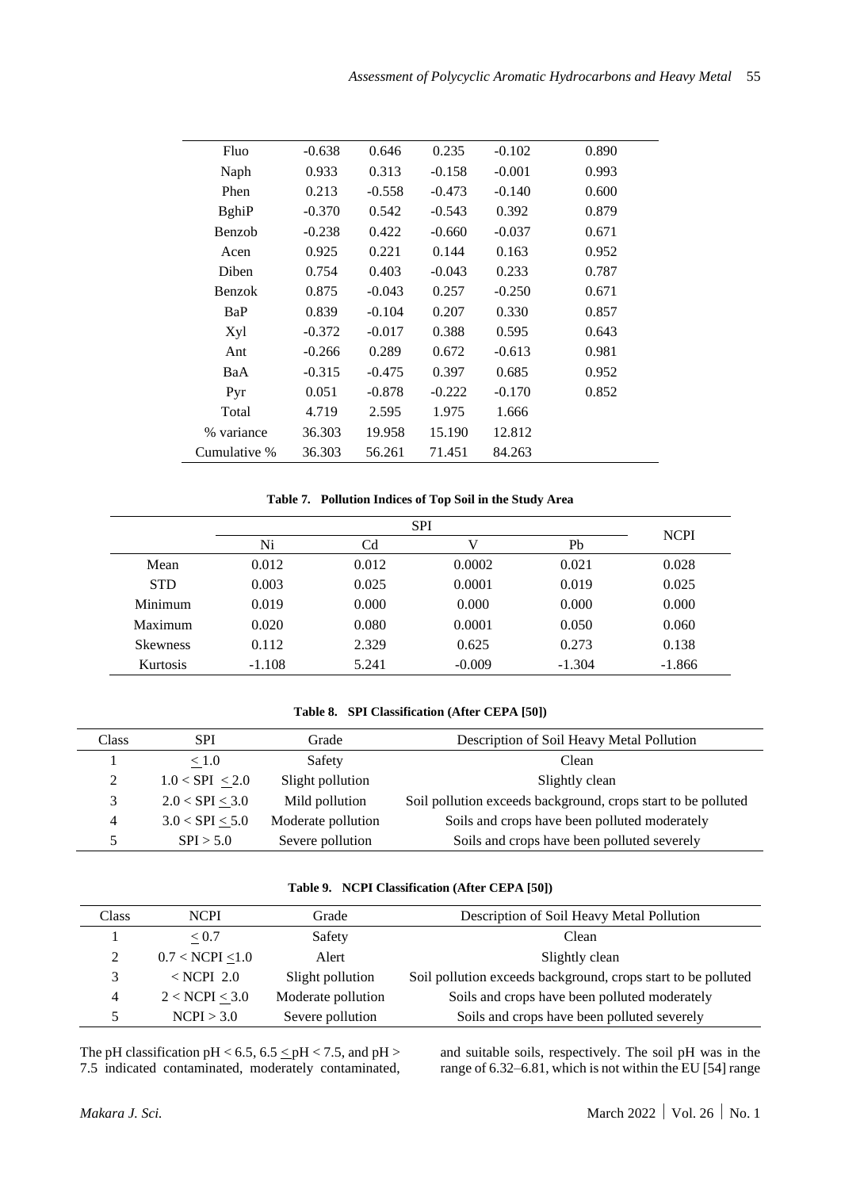| | | | | | |
|---|---|---|---|---|---|
| Fluo | -0.638 | 0.646 | 0.235 | -0.102 | 0.890 |
| Naph | 0.933 | 0.313 | -0.158 | -0.001 | 0.993 |
| Phen | 0.213 | -0.558 | -0.473 | -0.140 | 0.600 |
| BghiP | -0.370 | 0.542 | -0.543 | 0.392 | 0.879 |
| Benzob | -0.238 | 0.422 | -0.660 | -0.037 | 0.671 |
| Acen | 0.925 | 0.221 | 0.144 | 0.163 | 0.952 |
| Diben | 0.754 | 0.403 | -0.043 | 0.233 | 0.787 |
| Benzok | 0.875 | -0.043 | 0.257 | -0.250 | 0.671 |
| BaP | 0.839 | -0.104 | 0.207 | 0.330 | 0.857 |
| Xyl | -0.372 | -0.017 | 0.388 | 0.595 | 0.643 |
| Ant | -0.266 | 0.289 | 0.672 | -0.613 | 0.981 |
| BaA | -0.315 | -0.475 | 0.397 | 0.685 | 0.952 |
| Pyr | 0.051 | -0.878 | -0.222 | -0.170 | 0.852 |
| Total | 4.719 | 2.595 | 1.975 | 1.666 | |
| % variance | 36.303 | 19.958 | 15.190 | 12.812 | |
| Cumulative % | 36.303 | 56.261 | 71.451 | 84.263 | |

**Table 7. Pollution Indices of Top Soil in the Study Area**

| | SPI | | | | NCPI |
|---|---|---|---|---|---|
| | Ni | Cd | V | Pb | |
| Mean | 0.012 | 0.012 | 0.0002 | 0.021 | 0.028 |
| STD | 0.003 | 0.025 | 0.0001 | 0.019 | 0.025 |
| Minimum | 0.019 | 0.000 | 0.000 | 0.000 | 0.000 |
| Maximum | 0.020 | 0.080 | 0.0001 | 0.050 | 0.060 |
| Skewness | 0.112 | 2.329 | 0.625 | 0.273 | 0.138 |
| Kurtosis | -1.108 | 5.241 | -0.009 | -1.304 | -1.866 |

**Table 8. SPI Classification (After CEPA [50])**

| Class | SPI | Grade | Description of Soil Heavy Metal Pollution |
|---|---|---|---|
| 1 | $\leq 1.0$ | Safety | Clean |
| 2 | $1.0 < \text{SPI} \leq 2.0$ | Slight pollution | Slightly clean |
| 3 | $2.0 < \text{SPI} \leq 3.0$ | Mild pollution | Soil pollution exceeds background, crops start to be polluted |
| 4 | $3.0 < \text{SPI} \leq 5.0$ | Moderate pollution | Soils and crops have been polluted moderately |
| 5 | $\text{SPI} > 5.0$ | Severe pollution | Soils and crops have been polluted severely |

**Table 9. NCPI Classification (After CEPA [50])**

| Class | NCPI | Grade | Description of Soil Heavy Metal Pollution |
|---|---|---|---|
| 1 | $\leq 0.7$ | Safety | Clean |
| 2 | $0.7 < \text{NCPI} \leq 1.0$ | Alert | Slightly clean |
| 3 | $< \text{NCPI} \;\; 2.0$ | Slight pollution | Soil pollution exceeds background, crops start to be polluted |
| 4 | $2 < \text{NCPI} \leq 3.0$ | Moderate pollution | Soils and crops have been polluted moderately |
| 5 | $\text{NCPI} > 3.0$ | Severe pollution | Soils and crops have been polluted severely |

The pH classification pH < 6.5, 6.5 $\leq$ pH < 7.5, and pH > 7.5 indicated contaminated, moderately contaminated, and suitable soils, respectively. The soil pH was in the range of 6.32–6.81, which is not within the EU [54] range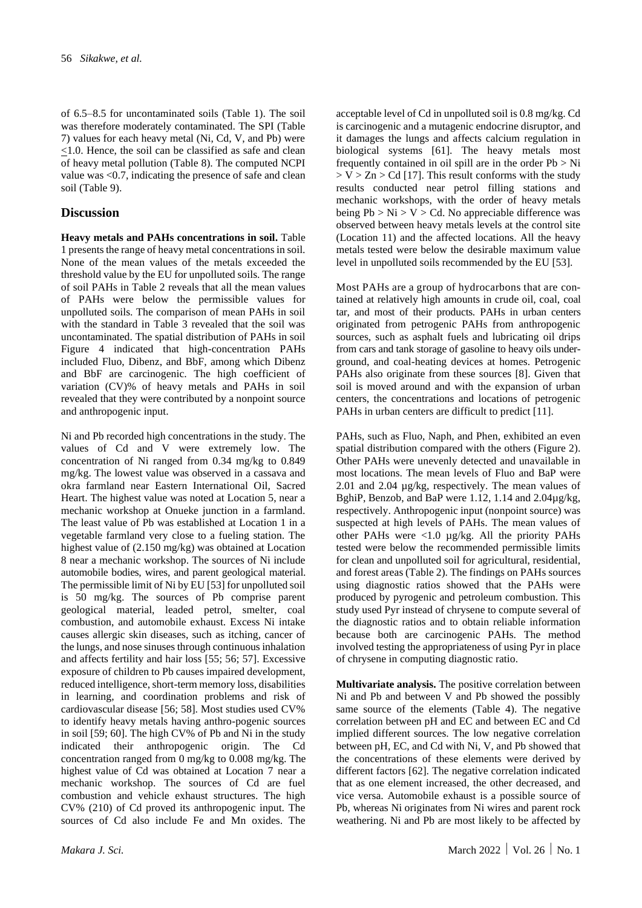of 6.5–8.5 for uncontaminated soils (Table 1). The soil was therefore moderately contaminated. The SPI (Table 7) values for each heavy metal (Ni, Cd, V, and Pb) were <1.0. Hence, the soil can be classified as safe and clean of heavy metal pollution (Table 8). The computed NCPI value was <0.7, indicating the presence of safe and clean soil (Table 9).

## Discussion

**Heavy metals and PAHs concentrations in soil.** Table 1 presents the range of heavy metal concentrations in soil. None of the mean values of the metals exceeded the threshold value by the EU for unpolluted soils. The range of soil PAHs in Table 2 reveals that all the mean values of PAHs were below the permissible values for unpolluted soils. The comparison of mean PAHs in soil with the standard in Table 3 revealed that the soil was uncontaminated. The spatial distribution of PAHs in soil Figure 4 indicated that high-concentration PAHs included Fluo, Dibenz, and BbF, among which Dibenz and BbF are carcinogenic. The high coefficient of variation (CV)% of heavy metals and PAHs in soil revealed that they were contributed by a nonpoint source and anthropogenic input.

Ni and Pb recorded high concentrations in the study. The values of Cd and V were extremely low. The concentration of Ni ranged from 0.34 mg/kg to 0.849 mg/kg. The lowest value was observed in a cassava and okra farmland near Eastern International Oil, Sacred Heart. The highest value was noted at Location 5, near a mechanic workshop at Onueke junction in a farmland. The least value of Pb was established at Location 1 in a vegetable farmland very close to a fueling station. The highest value of (2.150 mg/kg) was obtained at Location 8 near a mechanic workshop. The sources of Ni include automobile bodies, wires, and parent geological material. The permissible limit of Ni by EU [53] for unpolluted soil is 50 mg/kg. The sources of Pb comprise parent geological material, leaded petrol, smelter, coal combustion, and automobile exhaust. Excess Ni intake causes allergic skin diseases, such as itching, cancer of the lungs, and nose sinuses through continuous inhalation and affects fertility and hair loss [55; 56; 57]. Excessive exposure of children to Pb causes impaired development, reduced intelligence, short-term memory loss, disabilities in learning, and coordination problems and risk of cardiovascular disease [56; 58]. Most studies used CV% to identify heavy metals having anthro-pogenic sources in soil [59; 60]. The high CV% of Pb and Ni in the study indicated their anthropogenic origin. The Cd concentration ranged from 0 mg/kg to 0.008 mg/kg. The highest value of Cd was obtained at Location 7 near a mechanic workshop. The sources of Cd are fuel combustion and vehicle exhaust structures. The high CV% (210) of Cd proved its anthropogenic input. The sources of Cd also include Fe and Mn oxides. The acceptable level of Cd in unpolluted soil is 0.8 mg/kg. Cd is carcinogenic and a mutagenic endocrine disruptor, and it damages the lungs and affects calcium regulation in biological systems [61]. The heavy metals most frequently contained in oil spill are in the order Pb > Ni > V > Zn > Cd [17]. This result conforms with the study results conducted near petrol filling stations and mechanic workshops, with the order of heavy metals being Pb > Ni > V > Cd. No appreciable difference was observed between heavy metals levels at the control site (Location 11) and the affected locations. All the heavy metals tested were below the desirable maximum value level in unpolluted soils recommended by the EU [53].

Most PAHs are a group of hydrocarbons that are contained at relatively high amounts in crude oil, coal, coal tar, and most of their products. PAHs in urban centers originated from petrogenic PAHs from anthropogenic sources, such as asphalt fuels and lubricating oil drips from cars and tank storage of gasoline to heavy oils underground, and coal-heating devices at homes. Petrogenic PAHs also originate from these sources [8]. Given that soil is moved around and with the expansion of urban centers, the concentrations and locations of petrogenic PAHs in urban centers are difficult to predict [11].

PAHs, such as Fluo, Naph, and Phen, exhibited an even spatial distribution compared with the others (Figure 2). Other PAHs were unevenly detected and unavailable in most locations. The mean levels of Fluo and BaP were 2.01 and 2.04 µg/kg, respectively. The mean values of BghiP, Benzob, and BaP were 1.12, 1.14 and 2.04µg/kg, respectively. Anthropogenic input (nonpoint source) was suspected at high levels of PAHs. The mean values of other PAHs were <1.0 µg/kg. All the priority PAHs tested were below the recommended permissible limits for clean and unpolluted soil for agricultural, residential, and forest areas (Table 2). The findings on PAHs sources using diagnostic ratios showed that the PAHs were produced by pyrogenic and petroleum combustion. This study used Pyr instead of chrysene to compute several of the diagnostic ratios and to obtain reliable information because both are carcinogenic PAHs. The method involved testing the appropriateness of using Pyr in place of chrysene in computing diagnostic ratio.

**Multivariate analysis.** The positive correlation between Ni and Pb and between V and Pb showed the possibly same source of the elements (Table 4). The negative correlation between pH and EC and between EC and Cd implied different sources. The low negative correlation between pH, EC, and Cd with Ni, V, and Pb showed that the concentrations of these elements were derived by different factors [62]. The negative correlation indicated that as one element increased, the other decreased, and vice versa. Automobile exhaust is a possible source of Pb, whereas Ni originates from Ni wires and parent rock weathering. Ni and Pb are most likely to be affected by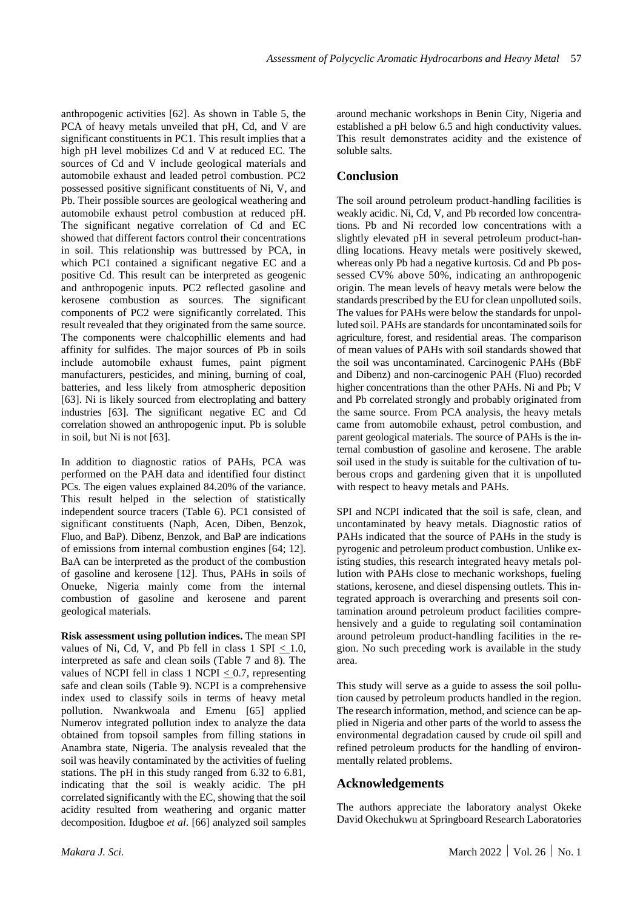anthropogenic activities [62]. As shown in Table 5, the PCA of heavy metals unveiled that pH, Cd, and V are significant constituents in PC1. This result implies that a high pH level mobilizes Cd and V at reduced EC. The sources of Cd and V include geological materials and automobile exhaust and leaded petrol combustion. PC2 possessed positive significant constituents of Ni, V, and Pb. Their possible sources are geological weathering and automobile exhaust petrol combustion at reduced pH. The significant negative correlation of Cd and EC showed that different factors control their concentrations in soil. This relationship was buttressed by PCA, in which PC1 contained a significant negative EC and a positive Cd. This result can be interpreted as geogenic and anthropogenic inputs. PC2 reflected gasoline and kerosene combustion as sources. The significant components of PC2 were significantly correlated. This result revealed that they originated from the same source. The components were chalcophillic elements and had affinity for sulfides. The major sources of Pb in soils include automobile exhaust fumes, paint pigment manufacturers, pesticides, and mining, burning of coal, batteries, and less likely from atmospheric deposition [63]. Ni is likely sourced from electroplating and battery industries [63]. The significant negative EC and Cd correlation showed an anthropogenic input. Pb is soluble in soil, but Ni is not [63].

In addition to diagnostic ratios of PAHs, PCA was performed on the PAH data and identified four distinct PCs. The eigen values explained 84.20% of the variance. This result helped in the selection of statistically independent source tracers (Table 6). PC1 consisted of significant constituents (Naph, Acen, Diben, Benzok, Fluo, and BaP). Dibenz, Benzok, and BaP are indications of emissions from internal combustion engines [64; 12]. BaA can be interpreted as the product of the combustion of gasoline and kerosene [12]. Thus, PAHs in soils of Onueke, Nigeria mainly come from the internal combustion of gasoline and kerosene and parent geological materials.

**Risk assessment using pollution indices.** The mean SPI values of Ni, Cd, V, and Pb fell in class 1 SPI $\leq$ 1.0, interpreted as safe and clean soils (Table 7 and 8). The values of NCPI fell in class 1 NCPI $\leq$ 0.7, representing safe and clean soils (Table 9). NCPI is a comprehensive index used to classify soils in terms of heavy metal pollution. Nwankwoala and Emenu [65] applied Numerov integrated pollution index to analyze the data obtained from topsoil samples from filling stations in Anambra state, Nigeria. The analysis revealed that the soil was heavily contaminated by the activities of fueling stations. The pH in this study ranged from 6.32 to 6.81, indicating that the soil is weakly acidic. The pH correlated significantly with the EC, showing that the soil acidity resulted from weathering and organic matter decomposition. Idugboe *et al*. [66] analyzed soil samples around mechanic workshops in Benin City, Nigeria and established a pH below 6.5 and high conductivity values. This result demonstrates acidity and the existence of soluble salts.

## Conclusion

The soil around petroleum product-handling facilities is weakly acidic. Ni, Cd, V, and Pb recorded low concentrations. Pb and Ni recorded low concentrations with a slightly elevated pH in several petroleum product-handling locations. Heavy metals were positively skewed, whereas only Pb had a negative kurtosis. Cd and Pb possessed CV% above 50%, indicating an anthropogenic origin. The mean levels of heavy metals were below the standards prescribed by the EU for clean unpolluted soils. The values for PAHs were below the standards for unpolluted soil. PAHs are standards for uncontaminated soils for agriculture, forest, and residential areas. The comparison of mean values of PAHs with soil standards showed that the soil was uncontaminated. Carcinogenic PAHs (BbF and Dibenz) and non-carcinogenic PAH (Fluo) recorded higher concentrations than the other PAHs. Ni and Pb; V and Pb correlated strongly and probably originated from the same source. From PCA analysis, the heavy metals came from automobile exhaust, petrol combustion, and parent geological materials. The source of PAHs is the internal combustion of gasoline and kerosene. The arable soil used in the study is suitable for the cultivation of tuberous crops and gardening given that it is unpolluted with respect to heavy metals and PAHs.

SPI and NCPI indicated that the soil is safe, clean, and uncontaminated by heavy metals. Diagnostic ratios of PAHs indicated that the source of PAHs in the study is pyrogenic and petroleum product combustion. Unlike existing studies, this research integrated heavy metals pollution with PAHs close to mechanic workshops, fueling stations, kerosene, and diesel dispensing outlets. This integrated approach is overarching and presents soil contamination around petroleum product facilities comprehensively and a guide to regulating soil contamination around petroleum product-handling facilities in the region. No such preceding work is available in the study area.

This study will serve as a guide to assess the soil pollution caused by petroleum products handled in the region. The research information, method, and science can be applied in Nigeria and other parts of the world to assess the environmental degradation caused by crude oil spill and refined petroleum products for the handling of environmentally related problems.

## Acknowledgements

The authors appreciate the laboratory analyst Okeke David Okechukwu at Springboard Research Laboratories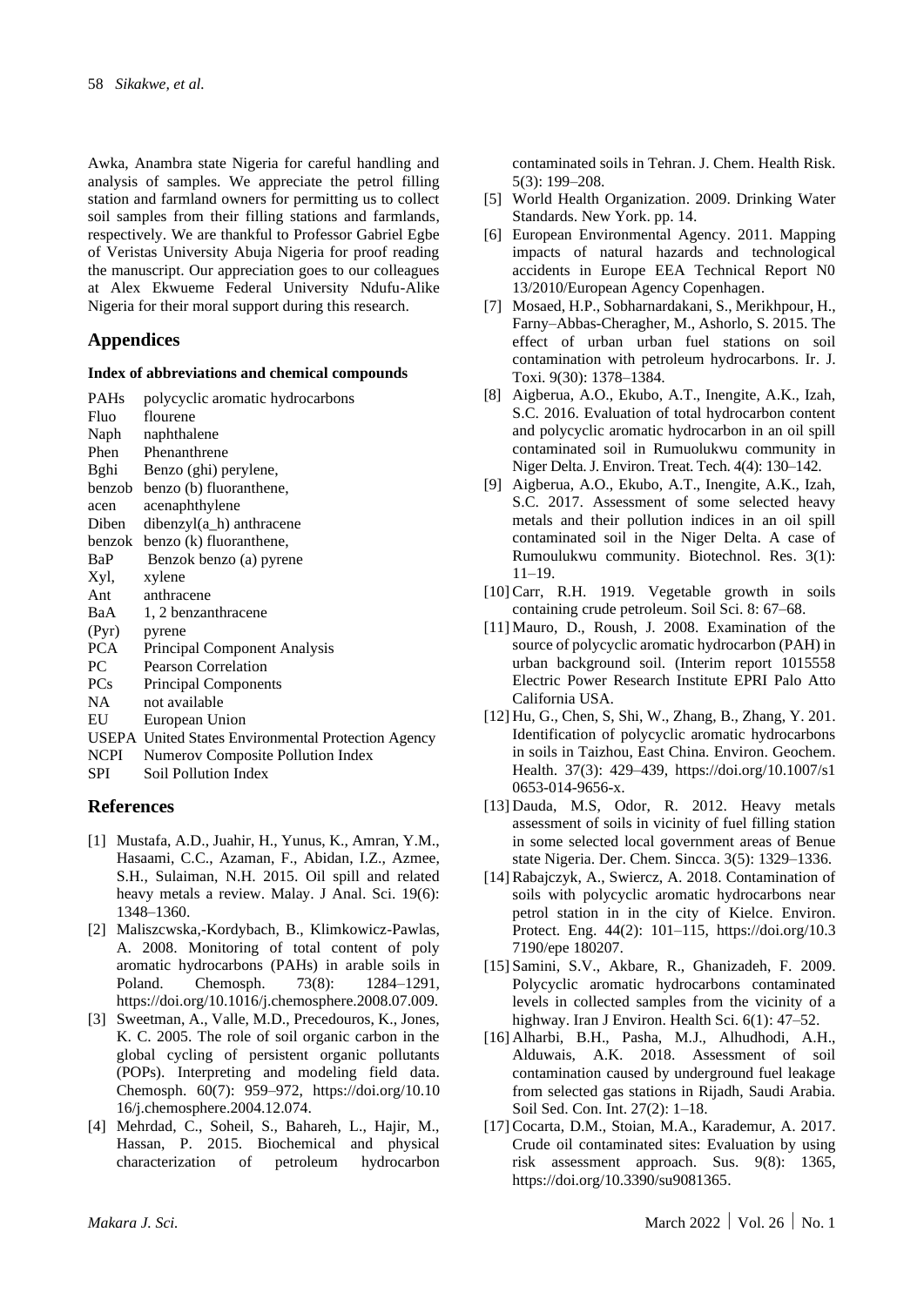Awka, Anambra state Nigeria for careful handling and analysis of samples. We appreciate the petrol filling station and farmland owners for permitting us to collect soil samples from their filling stations and farmlands, respectively. We are thankful to Professor Gabriel Egbe of Veristas University Abuja Nigeria for proof reading the manuscript. Our appreciation goes to our colleagues at Alex Ekwueme Federal University Ndufu-Alike Nigeria for their moral support during this research.

## Appendices

**Index of abbreviations and chemical compounds**

| | |
|---|---|
| PAHs | polycyclic aromatic hydrocarbons |
| Fluo | flourene |
| Naph | naphthalene |
| Phen | Phenanthrene |
| Bghi | Benzo (ghi) perylene, |
| benzob | benzo (b) fluoranthene, |
| acen | acenaphthylene |
| Diben | dibenzyl(a_h) anthracene |
| benzok | benzo (k) fluoranthene, |
| BaP | Benzok benzo (a) pyrene |
| Xyl, | xylene |
| Ant | anthracene |
| BaA | 1, 2 benzanthracene |
| (Pyr) | pyrene |
| PCA | Principal Component Analysis |
| PC | Pearson Correlation |
| PCs | Principal Components |
| NA | not available |
| EU | European Union |
| USEPA | United States Environmental Protection Agency |
| NCPI | Numerov Composite Pollution Index |
| SPI | Soil Pollution Index |

## References

[1] Mustafa, A.D., Juahir, H., Yunus, K., Amran, Y.M., Hasaami, C.C., Azaman, F., Abidan, I.Z., Azmee, S.H., Sulaiman, N.H. 2015. Oil spill and related heavy metals a review. Malay. J Anal. Sci. 19(6): 1348–1360.

[2] Maliszcwska,-Kordybach, B., Klimkowicz-Pawlas, A. 2008. Monitoring of total content of poly aromatic hydrocarbons (PAHs) in arable soils in Poland. Chemosph. 73(8): 1284–1291, https://doi.org/10.1016/j.chemosphere.2008.07.009.

[3] Sweetman, A., Valle, M.D., Precedouros, K., Jones, K. C. 2005. The role of soil organic carbon in the global cycling of persistent organic pollutants (POPs). Interpreting and modeling field data. Chemosph. 60(7): 959–972, https://doi.org/10.1016/j.chemosphere.2004.12.074.

[4] Mehrdad, C., Soheil, S., Bahareh, L., Hajir, M., Hassan, P. 2015. Biochemical and physical characterization of petroleum hydrocarbon contaminated soils in Tehran. J. Chem. Health Risk. 5(3): 199–208.

[5] World Health Organization. 2009. Drinking Water Standards. New York. pp. 14.

[6] European Environmental Agency. 2011. Mapping impacts of natural hazards and technological accidents in Europe EEA Technical Report N0 13/2010/European Agency Copenhagen.

[7] Mosaed, H.P., Sobharnardakani, S., Merikhpour, H., Farny–Abbas-Cheragher, M., Ashorlo, S. 2015. The effect of urban urban fuel stations on soil contamination with petroleum hydrocarbons. Ir. J. Toxi. 9(30): 1378–1384.

[8] Aigberua, A.O., Ekubo, A.T., Inengite, A.K., Izah, S.C. 2016. Evaluation of total hydrocarbon content and polycyclic aromatic hydrocarbon in an oil spill contaminated soil in Rumuolukwu community in Niger Delta. J. Environ. Treat. Tech. 4(4): 130–142.

[9] Aigberua, A.O., Ekubo, A.T., Inengite, A.K., Izah, S.C. 2017. Assessment of some selected heavy metals and their pollution indices in an oil spill contaminated soil in the Niger Delta. A case of Rumoulukwu community. Biotechnol. Res. 3(1): 11–19.

[10] Carr, R.H. 1919. Vegetable growth in soils containing crude petroleum. Soil Sci. 8: 67–68.

[11] Mauro, D., Roush, J. 2008. Examination of the source of polycyclic aromatic hydrocarbon (PAH) in urban background soil. (Interim report 1015558 Electric Power Research Institute EPRI Palo Atto California USA.

[12] Hu, G., Chen, S, Shi, W., Zhang, B., Zhang, Y. 201. Identification of polycyclic aromatic hydrocarbons in soils in Taizhou, East China. Environ. Geochem. Health. 37(3): 429–439, https://doi.org/10.1007/s10653-014-9656-x.

[13] Dauda, M.S, Odor, R. 2012. Heavy metals assessment of soils in vicinity of fuel filling station in some selected local government areas of Benue state Nigeria. Der. Chem. Sincca. 3(5): 1329–1336.

[14] Rabajczyk, A., Swiercz, A. 2018. Contamination of soils with polycyclic aromatic hydrocarbons near petrol station in in the city of Kielce. Environ. Protect. Eng. 44(2): 101–115, https://doi.org/10.37190/epe 180207.

[15] Samini, S.V., Akbare, R., Ghanizadeh, F. 2009. Polycyclic aromatic hydrocarbons contaminated levels in collected samples from the vicinity of a highway. Iran J Environ. Health Sci. 6(1): 47–52.

[16] Alharbi, B.H., Pasha, M.J., Alhudhodi, A.H., Alduwais, A.K. 2018. Assessment of soil contamination caused by underground fuel leakage from selected gas stations in Rijadh, Saudi Arabia. Soil Sed. Con. Int. 27(2): 1–18.

[17] Cocarta, D.M., Stoian, M.A., Karademur, A. 2017. Crude oil contaminated sites: Evaluation by using risk assessment approach. Sus. 9(8): 1365, https://doi.org/10.3390/su9081365.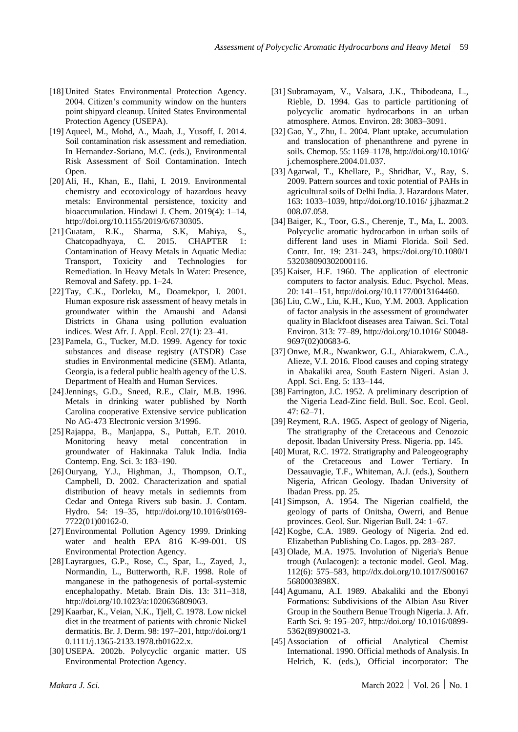[18] United States Environmental Protection Agency. 2004. Citizen's community window on the hunters point shipyard cleanup. United States Environmental Protection Agency (USEPA).

[19] Aqueel, M., Mohd, A., Maah, J., Yusoff, I. 2014. Soil contamination risk assessment and remediation. In Hernandez-Soriano, M.C. (eds.), Environmental Risk Assessment of Soil Contamination. Intech Open.

[20] Ali, H., Khan, E., Ilahi, I. 2019. Environmental chemistry and ecotoxicology of hazardous heavy metals: Environmental persistence, toxicity and bioaccumulation. Hindawi J. Chem. 2019(4): 1–14, http://doi.org/10.1155/2019/6730305.

[21] Guatam, R.K., Sharma, S.K, Mahiya, S., Chatcopadhyaya, C. 2015. CHAPTER 1: Contamination of Heavy Metals in Aquatic Media: Transport, Toxicity and Technologies for Remediation. In Heavy Metals In Water: Presence, Removal and Safety. pp. 1–24.

[22] Tay, C.K., Dorleku, M., Doamekpor, I. 2001. Human exposure risk assessment of heavy metals in groundwater within the Amaushi and Adansi Districts in Ghana using pollution evaluation indices. West Afr. J. Appl. Ecol. 27(1): 23–41.

[23] Pamela, G., Tucker, M.D. 1999. Agency for toxic substances and disease registry (ATSDR) Case studies in Environmental medicine (SEM). Atlanta, Georgia, is a federal public health agency of the U.S. Department of Health and Human Services.

[24] Jennings, G.D., Sneed, R.E., Clair, M.B. 1996. Metals in drinking water published by North Carolina cooperative Extensive service publication No AG-473 Electronic version 3/1996.

[25] Rajappa, B., Manjappa, S., Puttah, E.T. 2010. Monitoring heavy metal concentration in groundwater of Hakinnaka Taluk India. India Contemp. Eng. Sci. 3: 183–190.

[26] Ouryang, Y.J., Highman, J., Thompson, O.T., Campbell, D. 2002. Characterization and spatial distribution of heavy metals in sediemnts from Cedar and Ontega Rivers sub basin. J. Contam. Hydro. 54: 19–35, http://doi.org/10.1016/s0169-7722(01)00162-0.

[27] Environmental Pollution Agency 1999. Drinking water and health EPA 816 K-99-001. US Environmental Protection Agency.

[28] Layrargues, G.P., Rose, C., Spar, L., Zayed, J., Normandin, L., Butterworth, R.F. 1998. Role of manganese in the pathogenesis of portal-systemic encephalopathy. Metab. Brain Dis. 13: 311–318, http://doi.org/10.1023/a:1020636809063.

[29] Kaarbar, K., Veian, N.K., Tjell, C. 1978. Low nickel diet in the treatment of patients with chronic Nickel dermatitis. Br. J. Derm. 98: 197–201, http://doi.org/10.1111/j.1365-2133.1978.tb01622.x.

[30] USEPA. 2002b. Polycyclic organic matter. US Environmental Protection Agency.

[31] Subramayam, V., Valsara, J.K., Thibodeana, L., Rieble, D. 1994. Gas to particle partitioning of polycyclic aromatic hydrocarbons in an urban atmosphere. Atmos. Environ. 28: 3083–3091.

[32] Gao, Y., Zhu, L. 2004. Plant uptake, accumulation and translocation of phenanthrene and pyrene in soils. Chemop. 55: 1169–1178, http://doi.org/10.1016/j.chemosphere.2004.01.037.

[33] Agarwal, T., Khellare, P., Shridhar, V., Ray, S. 2009. Pattern sources and toxic potential of PAHs in agricultural soils of Delhi India. J. Hazardous Mater. 163: 1033–1039, http://doi.org/10.1016/ j.jhazmat.2008.07.058.

[34] Baiger, K., Toor, G.S., Cherenje, T., Ma, L. 2003. Polycyclic aromatic hydrocarbon in urban soils of different land uses in Miami Florida. Soil Sed. Contr. Int. 19: 231–243, https://doi.org/10.1080/1532038090302000116.

[35] Kaiser, H.F. 1960. The application of electronic computers to factor analysis. Educ. Psychol. Meas. 20: 141–151, http://doi.org/10.1177/0013164460.

[36] Liu, C.W., Liu, K.H., Kuo, Y.M. 2003. Application of factor analysis in the assessment of groundwater quality in Blackfoot diseases area Taiwan. Sci. Total Environ. 313: 77–89, http://doi.org/10.1016/ S0048-9697(02)00683-6.

[37] Onwe, M.R., Nwankwor, G.I., Ahiarakwem, C.A., Alieze, V.I. 2016. Flood causes and coping strategy in Abakaliki area, South Eastern Nigeri. Asian J. Appl. Sci. Eng. 5: 133–144.

[38] Farrington, J.C. 1952. A preliminary description of the Nigeria Lead-Zinc field. Bull. Soc. Ecol. Geol. 47: 62–71.

[39] Reyment, R.A. 1965. Aspect of geology of Nigeria, The stratigraphy of the Cretaceous and Cenozoic deposit. Ibadan University Press. Nigeria. pp. 145.

[40] Murat, R.C. 1972. Stratigraphy and Paleogeography of the Cretaceous and Lower Tertiary. In Dessauvagie, T.F., Whiteman, A.J. (eds.), Southern Nigeria, African Geology. Ibadan University of Ibadan Press. pp. 25.

[41] Simpson, A. 1954. The Nigerian coalfield, the geology of parts of Onitsha, Owerri, and Benue provinces. Geol. Sur. Nigerian Bull. 24: 1–67.

[42] Kogbe, C.A. 1989. Geology of Nigeria. 2nd ed. Elizabethan Publishing Co. Lagos. pp. 283–287.

[43] Olade, M.A. 1975. Involution of Nigeria's Benue trough (Aulacogen): a tectonic model. Geol. Mag. 112(6): 575–583, http://dx.doi.org/10.1017/S001675680003898X.

[44] Agumanu, A.I. 1989. Abakaliki and the Ebonyi Formations: Subdivisions of the Albian Asu River Group in the Southern Benue Trough Nigeria. J. Afr. Earth Sci. 9: 195–207, http://doi.org/ 10.1016/0899-5362(89)90021-3.

[45] Association of official Analytical Chemist International. 1990. Official methods of Analysis. In Helrich, K. (eds.), Official incorporator: The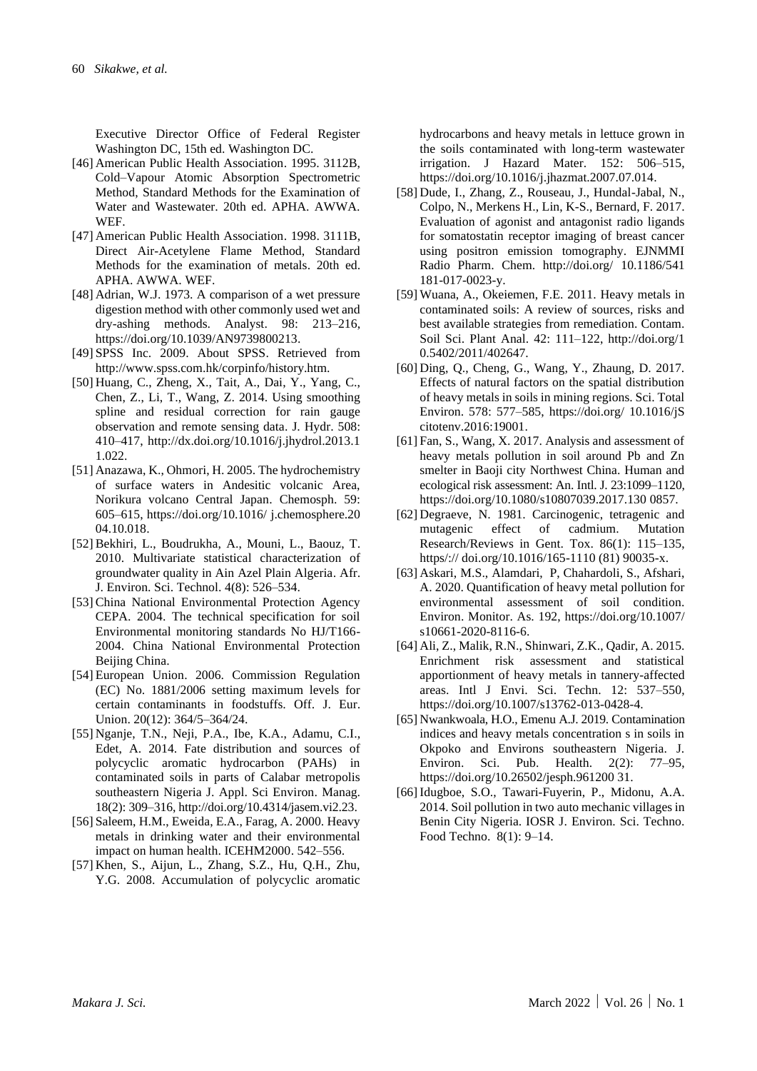Executive Director Office of Federal Register Washington DC, 15th ed. Washington DC.

[46] American Public Health Association. 1995. 3112B, Cold–Vapour Atomic Absorption Spectrometric Method, Standard Methods for the Examination of Water and Wastewater. 20th ed. APHA. AWWA. WEF.

[47] American Public Health Association. 1998. 3111B, Direct Air-Acetylene Flame Method, Standard Methods for the examination of metals. 20th ed. APHA. AWWA. WEF.

[48] Adrian, W.J. 1973. A comparison of a wet pressure digestion method with other commonly used wet and dry-ashing methods. Analyst. 98: 213–216, https://doi.org/10.1039/AN9739800213.

[49] SPSS Inc. 2009. About SPSS. Retrieved from http://www.spss.com.hk/corpinfo/history.htm.

[50] Huang, C., Zheng, X., Tait, A., Dai, Y., Yang, C., Chen, Z., Li, T., Wang, Z. 2014. Using smoothing spline and residual correction for rain gauge observation and remote sensing data. J. Hydr. 508: 410–417, http://dx.doi.org/10.1016/j.jhydrol.2013.11.022.

[51] Anazawa, K., Ohmori, H. 2005. The hydrochemistry of surface waters in Andesitic volcanic Area, Norikura volcano Central Japan. Chemosph. 59: 605–615, https://doi.org/10.1016/ j.chemosphere.2004.10.018.

[52] Bekhiri, L., Boudrukha, A., Mouni, L., Baouz, T. 2010. Multivariate statistical characterization of groundwater quality in Ain Azel Plain Algeria. Afr. J. Environ. Sci. Technol. 4(8): 526–534.

[53] China National Environmental Protection Agency CEPA. 2004. The technical specification for soil Environmental monitoring standards No HJ/T166-2004. China National Environmental Protection Beijing China.

[54] European Union. 2006. Commission Regulation (EC) No. 1881/2006 setting maximum levels for certain contaminants in foodstuffs. Off. J. Eur. Union. 20(12): 364/5–364/24.

[55] Nganje, T.N., Neji, P.A., Ibe, K.A., Adamu, C.I., Edet, A. 2014. Fate distribution and sources of polycyclic aromatic hydrocarbon (PAHs) in contaminated soils in parts of Calabar metropolis southeastern Nigeria J. Appl. Sci Environ. Manag. 18(2): 309–316, http://doi.org/10.4314/jasem.vi2.23.

[56] Saleem, H.M., Eweida, E.A., Farag, A. 2000. Heavy metals in drinking water and their environmental impact on human health. ICEHM2000. 542–556.

[57] Khen, S., Aijun, L., Zhang, S.Z., Hu, Q.H., Zhu, Y.G. 2008. Accumulation of polycyclic aromatic hydrocarbons and heavy metals in lettuce grown in the soils contaminated with long-term wastewater irrigation. J Hazard Mater. 152: 506–515, https://doi.org/10.1016/j.jhazmat.2007.07.014.

[58] Dude, I., Zhang, Z., Rouseau, J., Hundal-Jabal, N., Colpo, N., Merkens H., Lin, K-S., Bernard, F. 2017. Evaluation of agonist and antagonist radio ligands for somatostatin receptor imaging of breast cancer using positron emission tomography. EJNMMI Radio Pharm. Chem. http://doi.org/ 10.1186/541181-017-0023-y.

[59] Wuana, A., Okeiemen, F.E. 2011. Heavy metals in contaminated soils: A review of sources, risks and best available strategies from remediation. Contam. Soil Sci. Plant Anal. 42: 111–122, http://doi.org/10.5402/2011/402647.

[60] Ding, Q., Cheng, G., Wang, Y., Zhaung, D. 2017. Effects of natural factors on the spatial distribution of heavy metals in soils in mining regions. Sci. Total Environ. 578: 577–585, https://doi.org/ 10.1016/jScitotenv.2016:19001.

[61] Fan, S., Wang, X. 2017. Analysis and assessment of heavy metals pollution in soil around Pb and Zn smelter in Baoji city Northwest China. Human and ecological risk assessment: An. Intl. J. 23:1099–1120, https://doi.org/10.1080/s10807039.2017.130 0857.

[62] Degraeve, N. 1981. Carcinogenic, tetragenic and mutagenic effect of cadmium. Mutation Research/Reviews in Gent. Tox. 86(1): 115–135, https/:// doi.org/10.1016/165-1110 (81) 90035-x.

[63] Askari, M.S., Alamdari, P, Chahardoli, S., Afshari, A. 2020. Quantification of heavy metal pollution for environmental assessment of soil condition. Environ. Monitor. As. 192, https://doi.org/10.1007/ s10661-2020-8116-6.

[64] Ali, Z., Malik, R.N., Shinwari, Z.K., Qadir, A. 2015. Enrichment risk assessment and statistical apportionment of heavy metals in tannery-affected areas. Intl J Envi. Sci. Techn. 12: 537–550, https://doi.org/10.1007/s13762-013-0428-4.

[65] Nwankwoala, H.O., Emenu A.J. 2019. Contamination indices and heavy metals concentration s in soils in Okpoko and Environs southeastern Nigeria. J. Environ. Sci. Pub. Health. 2(2): 77–95, https://doi.org/10.26502/jesph.961200 31.

[66] Idugboe, S.O., Tawari-Fuyerin, P., Midonu, A.A. 2014. Soil pollution in two auto mechanic villages in Benin City Nigeria. IOSR J. Environ. Sci. Techno. Food Techno. 8(1): 9–14.